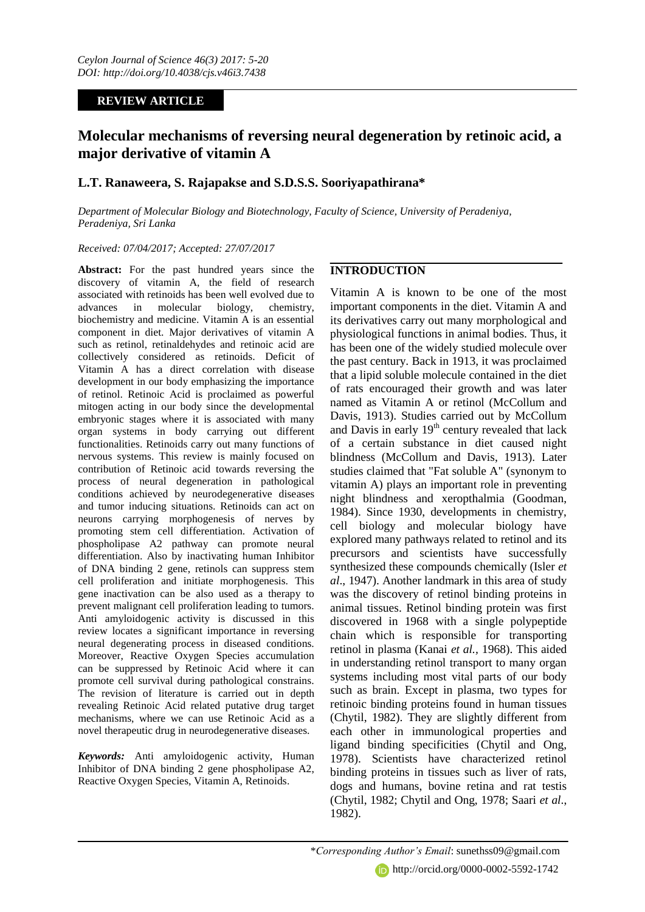**REVIEW ARTICLE**

# Molecular mechanisms of reversing neural degeneration by retinoic acid, a major derivative of vitamin A

**L.T. Ranaweera, S. Rajapakse and S.D.S.S. Sooriyapathirana***

*Department of Molecular Biology and Biotechnology, Faculty of Science, University of Peradeniya, Peradeniya, Sri Lanka*

*Received: 07/04/2017; Accepted: 27/07/2017*

**Abstract:** For the past hundred years since the discovery of vitamin A, the field of research associated with retinoids has been well evolved due to advances in molecular biology, chemistry, biochemistry and medicine. Vitamin A is an essential component in diet. Major derivatives of vitamin A such as retinol, retinaldehydes and retinoic acid are collectively considered as retinoids. Deficit of Vitamin A has a direct correlation with disease development in our body emphasizing the importance of retinol. Retinoic Acid is proclaimed as powerful mitogen acting in our body since the developmental embryonic stages where it is associated with many organ systems in body carrying out different functionalities. Retinoids carry out many functions of nervous systems. This review is mainly focused on contribution of Retinoic acid towards reversing the process of neural degeneration in pathological conditions achieved by neurodegenerative diseases and tumor inducing situations. Retinoids can act on neurons carrying morphogenesis of nerves by promoting stem cell differentiation. Activation of phospholipase A2 pathway can promote neural differentiation. Also by inactivating human Inhibitor of DNA binding 2 gene, retinols can suppress stem cell proliferation and initiate morphogenesis. This gene inactivation can be also used as a therapy to prevent malignant cell proliferation leading to tumors. Anti amyloidogenic activity is discussed in this review locates a significant importance in reversing neural degenerating process in diseased conditions. Moreover, Reactive Oxygen Species accumulation can be suppressed by Retinoic Acid where it can promote cell survival during pathological constrains. The revision of literature is carried out in depth revealing Retinoic Acid related putative drug target mechanisms, where we can use Retinoic Acid as a novel therapeutic drug in neurodegenerative diseases.

***Keywords:*** Anti amyloidogenic activity, Human Inhibitor of DNA binding 2 gene phospholipase A2, Reactive Oxygen Species, Vitamin A, Retinoids.

## INTRODUCTION

Vitamin A is known to be one of the most important components in the diet. Vitamin A and its derivatives carry out many morphological and physiological functions in animal bodies. Thus, it has been one of the widely studied molecule over the past century. Back in 1913, it was proclaimed that a lipid soluble molecule contained in the diet of rats encouraged their growth and was later named as Vitamin A or retinol (McCollum and Davis, 1913). Studies carried out by McCollum and Davis in early 19$^{th}$ century revealed that lack of a certain substance in diet caused night blindness (McCollum and Davis, 1913). Later studies claimed that "Fat soluble A" (synonym to vitamin A) plays an important role in preventing night blindness and xeropthalmia (Goodman, 1984). Since 1930, developments in chemistry, cell biology and molecular biology have explored many pathways related to retinol and its precursors and scientists have successfully synthesized these compounds chemically (Isler *et al*., 1947). Another landmark in this area of study was the discovery of retinol binding proteins in animal tissues. Retinol binding protein was first discovered in 1968 with a single polypeptide chain which is responsible for transporting retinol in plasma (Kanai *et al.*, 1968). This aided in understanding retinol transport to many organ systems including most vital parts of our body such as brain. Except in plasma, two types for retinoic binding proteins found in human tissues (Chytil, 1982). They are slightly different from each other in immunological properties and ligand binding specificities (Chytil and Ong, 1978). Scientists have characterized retinol binding proteins in tissues such as liver of rats, dogs and humans, bovine retina and rat testis (Chytil, 1982; Chytil and Ong, 1978; Saari *et al*., 1982).

*\*Corresponding Author's Email*: sunethss09@gmail.com

http://orcid.org/0000-0002-5592-1742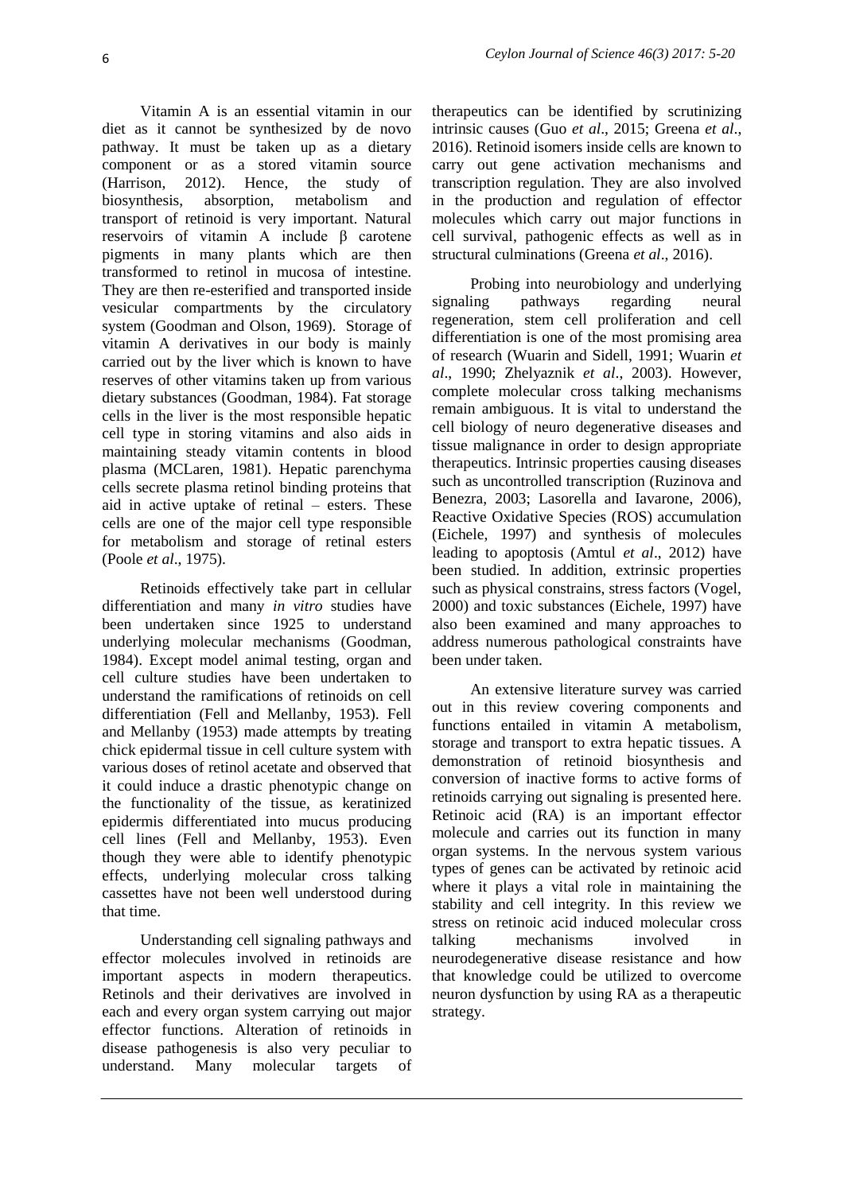Vitamin A is an essential vitamin in our diet as it cannot be synthesized by de novo pathway. It must be taken up as a dietary component or as a stored vitamin source (Harrison, 2012). Hence, the study of biosynthesis, absorption, metabolism and transport of retinoid is very important. Natural reservoirs of vitamin A include β carotene pigments in many plants which are then transformed to retinol in mucosa of intestine. They are then re-esterified and transported inside vesicular compartments by the circulatory system (Goodman and Olson, 1969). Storage of vitamin A derivatives in our body is mainly carried out by the liver which is known to have reserves of other vitamins taken up from various dietary substances (Goodman, 1984). Fat storage cells in the liver is the most responsible hepatic cell type in storing vitamins and also aids in maintaining steady vitamin contents in blood plasma (MCLaren, 1981). Hepatic parenchyma cells secrete plasma retinol binding proteins that aid in active uptake of retinal – esters. These cells are one of the major cell type responsible for metabolism and storage of retinal esters (Poole *et al*., 1975).

Retinoids effectively take part in cellular differentiation and many *in vitro* studies have been undertaken since 1925 to understand underlying molecular mechanisms (Goodman, 1984). Except model animal testing, organ and cell culture studies have been undertaken to understand the ramifications of retinoids on cell differentiation (Fell and Mellanby, 1953). Fell and Mellanby (1953) made attempts by treating chick epidermal tissue in cell culture system with various doses of retinol acetate and observed that it could induce a drastic phenotypic change on the functionality of the tissue, as keratinized epidermis differentiated into mucus producing cell lines (Fell and Mellanby, 1953). Even though they were able to identify phenotypic effects, underlying molecular cross talking cassettes have not been well understood during that time.

Understanding cell signaling pathways and effector molecules involved in retinoids are important aspects in modern therapeutics. Retinols and their derivatives are involved in each and every organ system carrying out major effector functions. Alteration of retinoids in disease pathogenesis is also very peculiar to understand. Many molecular targets of therapeutics can be identified by scrutinizing intrinsic causes (Guo *et al*., 2015; Greena *et al*., 2016). Retinoid isomers inside cells are known to carry out gene activation mechanisms and transcription regulation. They are also involved in the production and regulation of effector molecules which carry out major functions in cell survival, pathogenic effects as well as in structural culminations (Greena *et al*., 2016).

Probing into neurobiology and underlying signaling pathways regarding neural regeneration, stem cell proliferation and cell differentiation is one of the most promising area of research (Wuarin and Sidell, 1991; Wuarin *et al*., 1990; Zhelyaznik *et al*., 2003). However, complete molecular cross talking mechanisms remain ambiguous. It is vital to understand the cell biology of neuro degenerative diseases and tissue malignance in order to design appropriate therapeutics. Intrinsic properties causing diseases such as uncontrolled transcription (Ruzinova and Benezra, 2003; Lasorella and Iavarone, 2006), Reactive Oxidative Species (ROS) accumulation (Eichele, 1997) and synthesis of molecules leading to apoptosis (Amtul *et al*., 2012) have been studied. In addition, extrinsic properties such as physical constrains, stress factors (Vogel, 2000) and toxic substances (Eichele, 1997) have also been examined and many approaches to address numerous pathological constraints have been under taken.

An extensive literature survey was carried out in this review covering components and functions entailed in vitamin A metabolism, storage and transport to extra hepatic tissues. A demonstration of retinoid biosynthesis and conversion of inactive forms to active forms of retinoids carrying out signaling is presented here. Retinoic acid (RA) is an important effector molecule and carries out its function in many organ systems. In the nervous system various types of genes can be activated by retinoic acid where it plays a vital role in maintaining the stability and cell integrity. In this review we stress on retinoic acid induced molecular cross talking mechanisms involved in neurodegenerative disease resistance and how that knowledge could be utilized to overcome neuron dysfunction by using RA as a therapeutic strategy.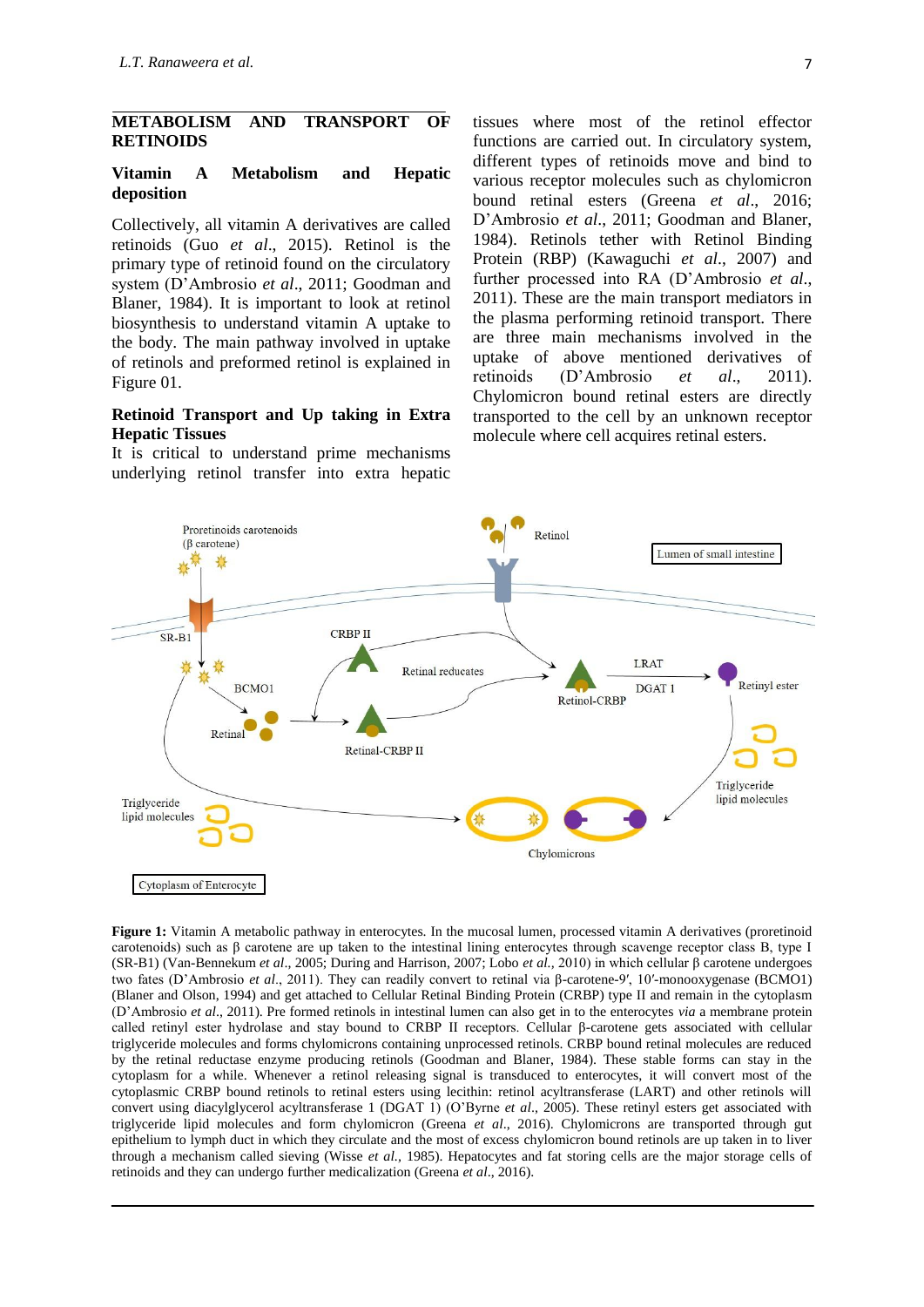## METABOLISM AND TRANSPORT OF RETINOIDS

### Vitamin A Metabolism and Hepatic deposition

Collectively, all vitamin A derivatives are called retinoids (Guo *et al*., 2015). Retinol is the primary type of retinoid found on the circulatory system (D'Ambrosio *et al*., 2011; Goodman and Blaner, 1984). It is important to look at retinol biosynthesis to understand vitamin A uptake to the body. The main pathway involved in uptake of retinols and preformed retinol is explained in Figure 01.

### Retinoid Transport and Up taking in Extra Hepatic Tissues

It is critical to understand prime mechanisms underlying retinol transfer into extra hepatic tissues where most of the retinol effector functions are carried out. In circulatory system, different types of retinoids move and bind to various receptor molecules such as chylomicron bound retinal esters (Greena *et al*., 2016; D'Ambrosio *et al*., 2011; Goodman and Blaner, 1984). Retinols tether with Retinol Binding Protein (RBP) (Kawaguchi *et al*., 2007) and further processed into RA (D'Ambrosio *et al*., 2011). These are the main transport mediators in the plasma performing retinoid transport. There are three main mechanisms involved in the uptake of above mentioned derivatives of retinoids (D'Ambrosio *et al*., 2011). Chylomicron bound retinal esters are directly transported to the cell by an unknown receptor molecule where cell acquires retinal esters.

**Figure 1:** Vitamin A metabolic pathway in enterocytes. In the mucosal lumen, processed vitamin A derivatives (proretinoid carotenoids) such as β carotene are up taken to the intestinal lining enterocytes through scavenge receptor class B, type I (SR-B1) (Van-Bennekum *et al*., 2005; During and Harrison, 2007; Lobo *et al.*, 2010) in which cellular β carotene undergoes two fates (D'Ambrosio *et al*., 2011). They can readily convert to retinal via β-carotene-9′, 10′-monooxygenase (BCMO1) (Blaner and Olson, 1994) and get attached to Cellular Retinal Binding Protein (CRBP) type II and remain in the cytoplasm (D'Ambrosio *et al*., 2011). Pre formed retinols in intestinal lumen can also get in to the enterocytes *via* a membrane protein called retinyl ester hydrolase and stay bound to CRBP II receptors. Cellular β-carotene gets associated with cellular triglyceride molecules and forms chylomicrons containing unprocessed retinols. CRBP bound retinal molecules are reduced by the retinal reductase enzyme producing retinols (Goodman and Blaner, 1984). These stable forms can stay in the cytoplasm for a while. Whenever a retinol releasing signal is transduced to enterocytes, it will convert most of the cytoplasmic CRBP bound retinols to retinal esters using lecithin: retinol acyltransferase (LART) and other retinols will convert using diacylglycerol acyltransferase 1 (DGAT 1) (O'Byrne *et al*., 2005). These retinyl esters get associated with triglyceride lipid molecules and form chylomicron (Greena *et al*., 2016). Chylomicrons are transported through gut epithelium to lymph duct in which they circulate and the most of excess chylomicron bound retinols are up taken in to liver through a mechanism called sieving (Wisse *et al.,* 1985). Hepatocytes and fat storing cells are the major storage cells of retinoids and they can undergo further medicalization (Greena *et al*., 2016).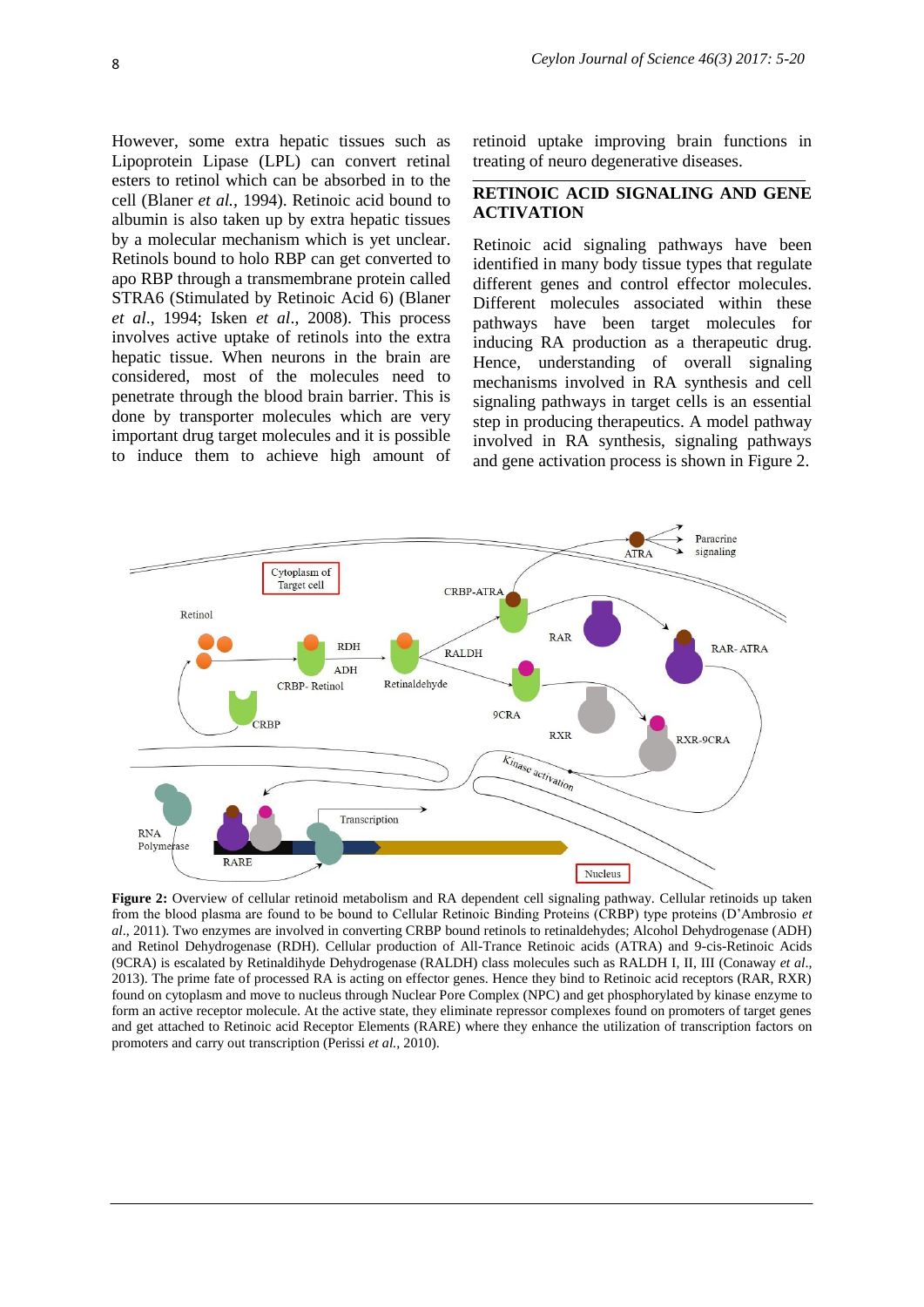However, some extra hepatic tissues such as Lipoprotein Lipase (LPL) can convert retinal esters to retinol which can be absorbed in to the cell (Blaner *et al.*, 1994). Retinoic acid bound to albumin is also taken up by extra hepatic tissues by a molecular mechanism which is yet unclear. Retinols bound to holo RBP can get converted to apo RBP through a transmembrane protein called STRA6 (Stimulated by Retinoic Acid 6) (Blaner *et al*., 1994; Isken *et al*., 2008). This process involves active uptake of retinols into the extra hepatic tissue. When neurons in the brain are considered, most of the molecules need to penetrate through the blood brain barrier. This is done by transporter molecules which are very important drug target molecules and it is possible to induce them to achieve high amount of retinoid uptake improving brain functions in treating of neuro degenerative diseases.

## RETINOIC ACID SIGNALING AND GENE ACTIVATION

Retinoic acid signaling pathways have been identified in many body tissue types that regulate different genes and control effector molecules. Different molecules associated within these pathways have been target molecules for inducing RA production as a therapeutic drug. Hence, understanding of overall signaling mechanisms involved in RA synthesis and cell signaling pathways in target cells is an essential step in producing therapeutics. A model pathway involved in RA synthesis, signaling pathways and gene activation process is shown in Figure 2.

**Figure 2:** Overview of cellular retinoid metabolism and RA dependent cell signaling pathway. Cellular retinoids up taken from the blood plasma are found to be bound to Cellular Retinoic Binding Proteins (CRBP) type proteins (D'Ambrosio *et al*., 2011). Two enzymes are involved in converting CRBP bound retinols to retinaldehydes; Alcohol Dehydrogenase (ADH) and Retinol Dehydrogenase (RDH). Cellular production of All-Trance Retinoic acids (ATRA) and 9-cis-Retinoic Acids (9CRA) is escalated by Retinaldihyde Dehydrogenase (RALDH) class molecules such as RALDH I, II, III (Conaway *et al*., 2013). The prime fate of processed RA is acting on effector genes. Hence they bind to Retinoic acid receptors (RAR, RXR) found on cytoplasm and move to nucleus through Nuclear Pore Complex (NPC) and get phosphorylated by kinase enzyme to form an active receptor molecule. At the active state, they eliminate repressor complexes found on promoters of target genes and get attached to Retinoic acid Receptor Elements (RARE) where they enhance the utilization of transcription factors on promoters and carry out transcription (Perissi *et al.*, 2010).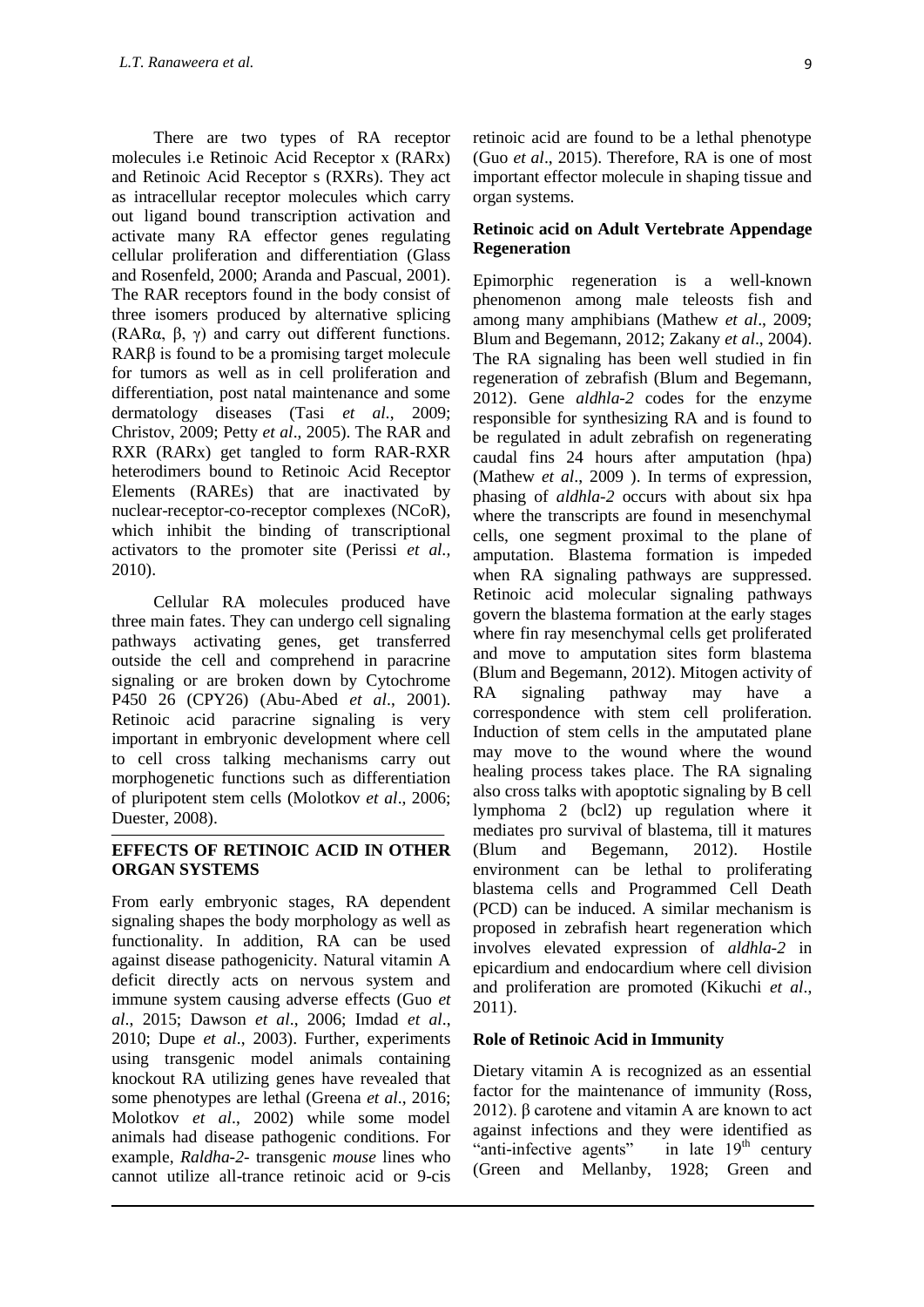There are two types of RA receptor molecules i.e Retinoic Acid Receptor x (RARx) and Retinoic Acid Receptor s (RXRs). They act as intracellular receptor molecules which carry out ligand bound transcription activation and activate many RA effector genes regulating cellular proliferation and differentiation (Glass and Rosenfeld, 2000; Aranda and Pascual, 2001). The RAR receptors found in the body consist of three isomers produced by alternative splicing (RARα, β, γ) and carry out different functions. RARβ is found to be a promising target molecule for tumors as well as in cell proliferation and differentiation, post natal maintenance and some dermatology diseases (Tasi *et al*., 2009; Christov, 2009; Petty *et al*., 2005). The RAR and RXR (RARx) get tangled to form RAR-RXR heterodimers bound to Retinoic Acid Receptor Elements (RAREs) that are inactivated by nuclear-receptor-co-receptor complexes (NCoR), which inhibit the binding of transcriptional activators to the promoter site (Perissi *et al.*, 2010).

Cellular RA molecules produced have three main fates. They can undergo cell signaling pathways activating genes, get transferred outside the cell and comprehend in paracrine signaling or are broken down by Cytochrome P450 26 (CPY26) (Abu-Abed *et al*., 2001). Retinoic acid paracrine signaling is very important in embryonic development where cell to cell cross talking mechanisms carry out morphogenetic functions such as differentiation of pluripotent stem cells (Molotkov *et al*., 2006; Duester, 2008).

## EFFECTS OF RETINOIC ACID IN OTHER ORGAN SYSTEMS

From early embryonic stages, RA dependent signaling shapes the body morphology as well as functionality. In addition, RA can be used against disease pathogenicity. Natural vitamin A deficit directly acts on nervous system and immune system causing adverse effects (Guo *et al*., 2015; Dawson *et al*., 2006; Imdad *et al*., 2010; Dupe *et al*., 2003). Further, experiments using transgenic model animals containing knockout RA utilizing genes have revealed that some phenotypes are lethal (Greena *et al*., 2016; Molotkov *et al*., 2002) while some model animals had disease pathogenic conditions. For example, *Raldha-2-* transgenic *mouse* lines who cannot utilize all-trance retinoic acid or 9-cis retinoic acid are found to be a lethal phenotype (Guo *et al*., 2015). Therefore, RA is one of most important effector molecule in shaping tissue and organ systems.

### Retinoic acid on Adult Vertebrate Appendage Regeneration

Epimorphic regeneration is a well-known phenomenon among male teleosts fish and among many amphibians (Mathew *et al*., 2009; Blum and Begemann, 2012; Zakany *et al*., 2004). The RA signaling has been well studied in fin regeneration of zebrafish (Blum and Begemann, 2012). Gene *aldhla-2* codes for the enzyme responsible for synthesizing RA and is found to be regulated in adult zebrafish on regenerating caudal fins 24 hours after amputation (hpa) (Mathew *et al*., 2009 ). In terms of expression, phasing of *aldhla-2* occurs with about six hpa where the transcripts are found in mesenchymal cells, one segment proximal to the plane of amputation. Blastema formation is impeded when RA signaling pathways are suppressed. Retinoic acid molecular signaling pathways govern the blastema formation at the early stages where fin ray mesenchymal cells get proliferated and move to amputation sites form blastema (Blum and Begemann, 2012). Mitogen activity of RA signaling pathway may have a correspondence with stem cell proliferation. Induction of stem cells in the amputated plane may move to the wound where the wound healing process takes place. The RA signaling also cross talks with apoptotic signaling by B cell lymphoma 2 (bcl2) up regulation where it mediates pro survival of blastema, till it matures (Blum and Begemann, 2012). Hostile environment can be lethal to proliferating blastema cells and Programmed Cell Death (PCD) can be induced. A similar mechanism is proposed in zebrafish heart regeneration which involves elevated expression of *aldhla-2* in epicardium and endocardium where cell division and proliferation are promoted (Kikuchi *et al*., 2011).

### Role of Retinoic Acid in Immunity

Dietary vitamin A is recognized as an essential factor for the maintenance of immunity (Ross, 2012). β carotene and vitamin A are known to act against infections and they were identified as "anti-infective agents" in late 19$^{th}$ century (Green and Mellanby, 1928; Green and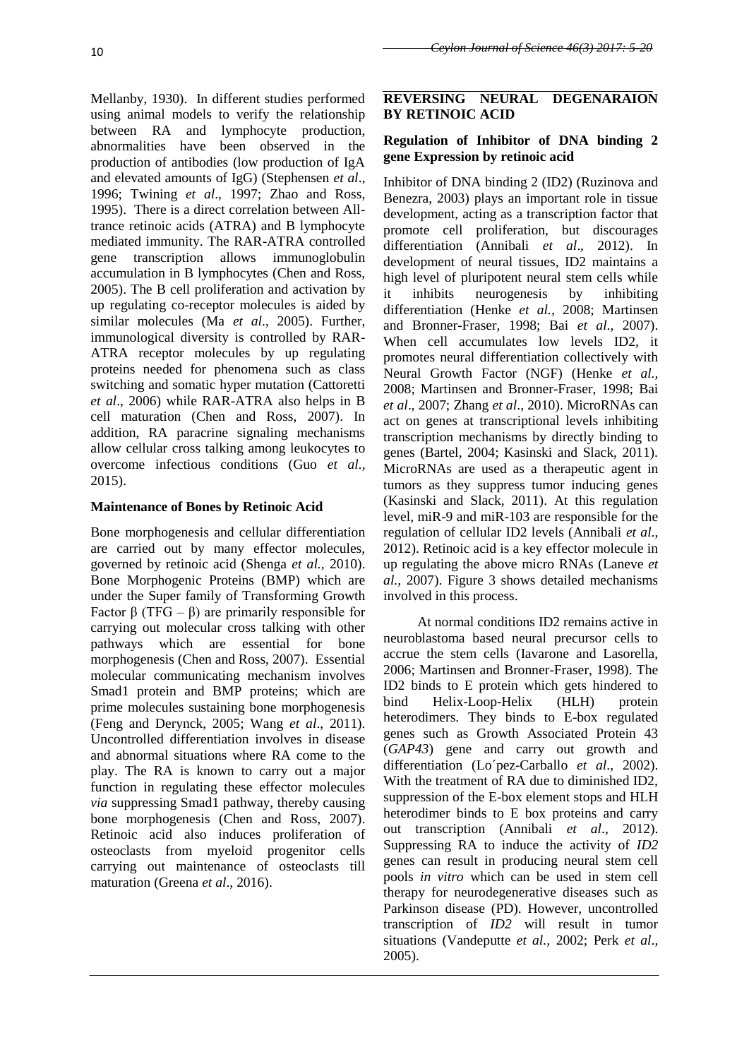Mellanby, 1930). In different studies performed using animal models to verify the relationship between RA and lymphocyte production, abnormalities have been observed in the production of antibodies (low production of IgA and elevated amounts of IgG) (Stephensen *et al*., 1996; Twining *et al*., 1997; Zhao and Ross, 1995). There is a direct correlation between All-trance retinoic acids (ATRA) and B lymphocyte mediated immunity. The RAR-ATRA controlled gene transcription allows immunoglobulin accumulation in B lymphocytes (Chen and Ross, 2005). The B cell proliferation and activation by up regulating co-receptor molecules is aided by similar molecules (Ma *et al*., 2005). Further, immunological diversity is controlled by RAR-ATRA receptor molecules by up regulating proteins needed for phenomena such as class switching and somatic hyper mutation (Cattoretti *et al*., 2006) while RAR-ATRA also helps in B cell maturation (Chen and Ross, 2007). In addition, RA paracrine signaling mechanisms allow cellular cross talking among leukocytes to overcome infectious conditions (Guo *et al.,* 2015).

### Maintenance of Bones by Retinoic Acid

Bone morphogenesis and cellular differentiation are carried out by many effector molecules, governed by retinoic acid (Shenga *et al.,* 2010). Bone Morphogenic Proteins (BMP) which are under the Super family of Transforming Growth Factor β (TFG – β) are primarily responsible for carrying out molecular cross talking with other pathways which are essential for bone morphogenesis (Chen and Ross, 2007). Essential molecular communicating mechanism involves Smad1 protein and BMP proteins; which are prime molecules sustaining bone morphogenesis (Feng and Derynck, 2005; Wang *et al*., 2011). Uncontrolled differentiation involves in disease and abnormal situations where RA come to the play. The RA is known to carry out a major function in regulating these effector molecules *via* suppressing Smad1 pathway, thereby causing bone morphogenesis (Chen and Ross, 2007). Retinoic acid also induces proliferation of osteoclasts from myeloid progenitor cells carrying out maintenance of osteoclasts till maturation (Greena *et al*., 2016).

## REVERSING NEURAL DEGENARAION BY RETINOIC ACID

### Regulation of Inhibitor of DNA binding 2 gene Expression by retinoic acid

Inhibitor of DNA binding 2 (ID2) (Ruzinova and Benezra, 2003) plays an important role in tissue development, acting as a transcription factor that promote cell proliferation, but discourages differentiation (Annibali *et al*., 2012). In development of neural tissues, ID2 maintains a high level of pluripotent neural stem cells while it inhibits neurogenesis by inhibiting differentiation (Henke *et al.,* 2008; Martinsen and Bronner-Fraser, 1998; Bai *et al*., 2007). When cell accumulates low levels ID2, it promotes neural differentiation collectively with Neural Growth Factor (NGF) (Henke *et al.,* 2008; Martinsen and Bronner-Fraser, 1998; Bai *et al*., 2007; Zhang *et al*., 2010). MicroRNAs can act on genes at transcriptional levels inhibiting transcription mechanisms by directly binding to genes (Bartel, 2004; Kasinski and Slack, 2011). MicroRNAs are used as a therapeutic agent in tumors as they suppress tumor inducing genes (Kasinski and Slack, 2011). At this regulation level, miR-9 and miR-103 are responsible for the regulation of cellular ID2 levels (Annibali *et al*., 2012). Retinoic acid is a key effector molecule in up regulating the above micro RNAs (Laneve *et al.*, 2007). Figure 3 shows detailed mechanisms involved in this process.

At normal conditions ID2 remains active in neuroblastoma based neural precursor cells to accrue the stem cells (Iavarone and Lasorella, 2006; Martinsen and Bronner-Fraser, 1998). The ID2 binds to E protein which gets hindered to bind Helix-Loop-Helix (HLH) protein heterodimers. They binds to E-box regulated genes such as Growth Associated Protein 43 (*GAP43*) gene and carry out growth and differentiation (Lo´pez-Carballo *et al*., 2002). With the treatment of RA due to diminished ID2, suppression of the E-box element stops and HLH heterodimer binds to E box proteins and carry out transcription (Annibali *et al*., 2012). Suppressing RA to induce the activity of *ID2* genes can result in producing neural stem cell pools *in vitro* which can be used in stem cell therapy for neurodegenerative diseases such as Parkinson disease (PD). However, uncontrolled transcription of *ID2* will result in tumor situations (Vandeputte *et al.,* 2002; Perk *et al*., 2005).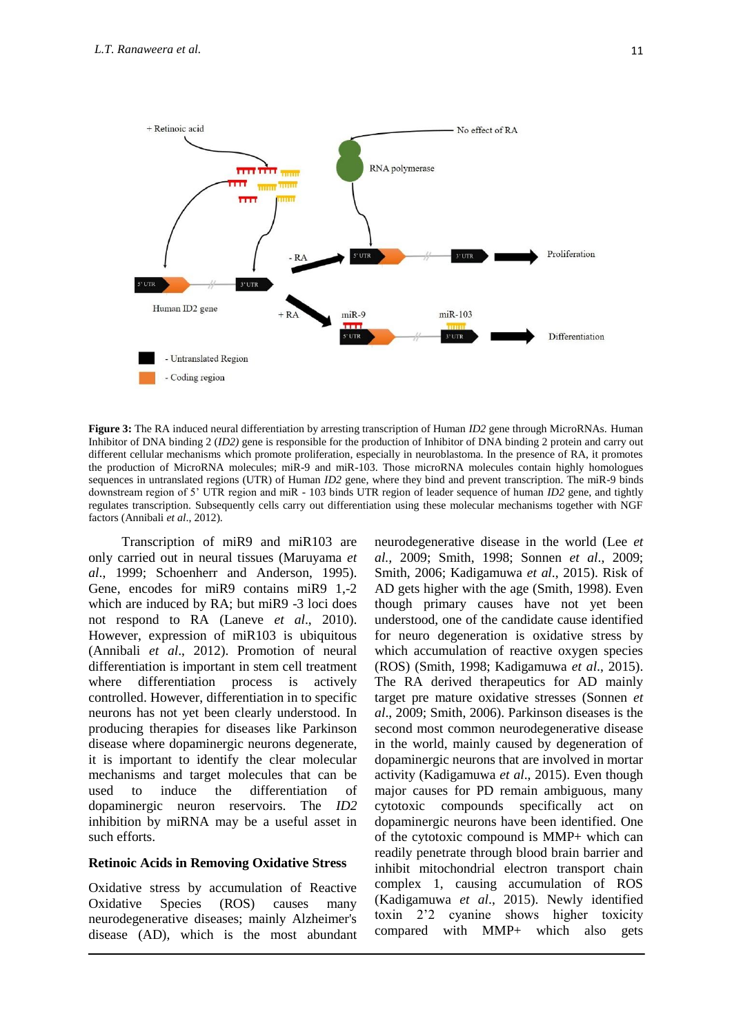**Figure 3:** The RA induced neural differentiation by arresting transcription of Human *ID2* gene through MicroRNAs. Human Inhibitor of DNA binding 2 (*ID2)* gene is responsible for the production of Inhibitor of DNA binding 2 protein and carry out different cellular mechanisms which promote proliferation, especially in neuroblastoma. In the presence of RA, it promotes the production of MicroRNA molecules; miR-9 and miR-103. Those microRNA molecules contain highly homologues sequences in untranslated regions (UTR) of Human *ID2* gene, where they bind and prevent transcription. The miR-9 binds downstream region of 5' UTR region and miR - 103 binds UTR region of leader sequence of human *ID2* gene, and tightly regulates transcription. Subsequently cells carry out differentiation using these molecular mechanisms together with NGF factors (Annibali *et al*., 2012).

Transcription of miR9 and miR103 are only carried out in neural tissues (Maruyama *et al*., 1999; Schoenherr and Anderson, 1995). Gene, encodes for miR9 contains miR9 1,-2 which are induced by RA; but miR9 -3 loci does not respond to RA (Laneve *et al*., 2010). However, expression of miR103 is ubiquitous (Annibali *et al*., 2012). Promotion of neural differentiation is important in stem cell treatment where differentiation process is actively controlled. However, differentiation in to specific neurons has not yet been clearly understood. In producing therapies for diseases like Parkinson disease where dopaminergic neurons degenerate, it is important to identify the clear molecular mechanisms and target molecules that can be used to induce the differentiation of dopaminergic neuron reservoirs. The *ID2* inhibition by miRNA may be a useful asset in such efforts.

## Retinoic Acids in Removing Oxidative Stress

Oxidative stress by accumulation of Reactive Oxidative Species (ROS) causes many neurodegenerative diseases; mainly Alzheimer's disease (AD), which is the most abundant neurodegenerative disease in the world (Lee *et al*., 2009; Smith, 1998; Sonnen *et al*., 2009; Smith, 2006; Kadigamuwa *et al*., 2015). Risk of AD gets higher with the age (Smith, 1998). Even though primary causes have not yet been understood, one of the candidate cause identified for neuro degeneration is oxidative stress by which accumulation of reactive oxygen species (ROS) (Smith, 1998; Kadigamuwa *et al*., 2015). The RA derived therapeutics for AD mainly target pre mature oxidative stresses (Sonnen *et al*., 2009; Smith, 2006). Parkinson diseases is the second most common neurodegenerative disease in the world, mainly caused by degeneration of dopaminergic neurons that are involved in mortar activity (Kadigamuwa *et al*., 2015). Even though major causes for PD remain ambiguous, many cytotoxic compounds specifically act on dopaminergic neurons have been identified. One of the cytotoxic compound is MMP+ which can readily penetrate through blood brain barrier and inhibit mitochondrial electron transport chain complex 1, causing accumulation of ROS (Kadigamuwa *et al*., 2015). Newly identified toxin 2'2 cyanine shows higher toxicity compared with MMP+ which also gets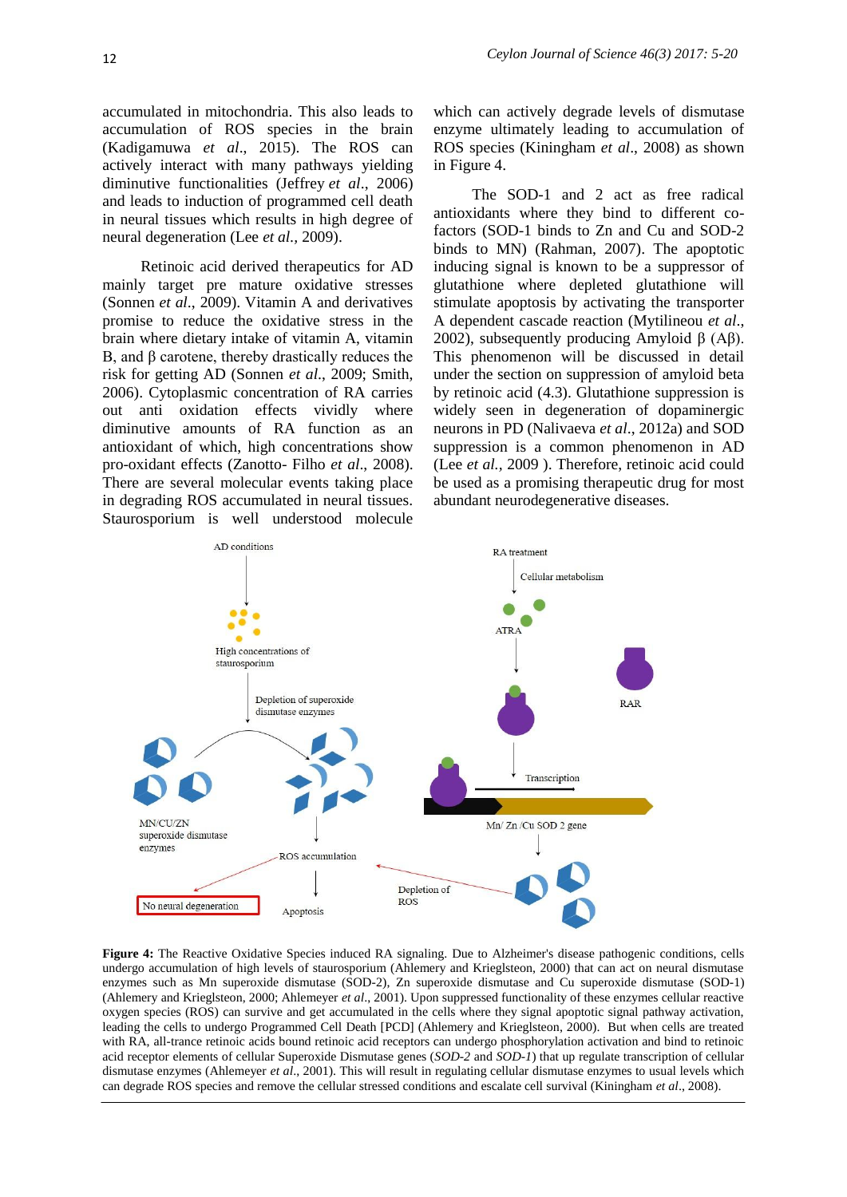accumulated in mitochondria. This also leads to accumulation of ROS species in the brain (Kadigamuwa *et al*., 2015). The ROS can actively interact with many pathways yielding diminutive functionalities (Jeffrey *et al*., 2006) and leads to induction of programmed cell death in neural tissues which results in high degree of neural degeneration (Lee *et al.*, 2009).

Retinoic acid derived therapeutics for AD mainly target pre mature oxidative stresses (Sonnen *et al*., 2009). Vitamin A and derivatives promise to reduce the oxidative stress in the brain where dietary intake of vitamin A, vitamin B, and β carotene, thereby drastically reduces the risk for getting AD (Sonnen *et al*., 2009; Smith, 2006). Cytoplasmic concentration of RA carries out anti oxidation effects vividly where diminutive amounts of RA function as an antioxidant of which, high concentrations show pro-oxidant effects (Zanotto- Filho *et al*., 2008). There are several molecular events taking place in degrading ROS accumulated in neural tissues. Staurosporium is well understood molecule which can actively degrade levels of dismutase enzyme ultimately leading to accumulation of ROS species (Kiningham *et al*., 2008) as shown in Figure 4.

The SOD-1 and 2 act as free radical antioxidants where they bind to different co-factors (SOD-1 binds to Zn and Cu and SOD-2 binds to MN) (Rahman, 2007). The apoptotic inducing signal is known to be a suppressor of glutathione where depleted glutathione will stimulate apoptosis by activating the transporter A dependent cascade reaction (Mytilineou *et al*., 2002), subsequently producing Amyloid β (Aβ). This phenomenon will be discussed in detail under the section on suppression of amyloid beta by retinoic acid (4.3). Glutathione suppression is widely seen in degeneration of dopaminergic neurons in PD (Nalivaeva *et al*., 2012a) and SOD suppression is a common phenomenon in AD (Lee *et al.*, 2009 ). Therefore, retinoic acid could be used as a promising therapeutic drug for most abundant neurodegenerative diseases.

**Figure 4:** The Reactive Oxidative Species induced RA signaling. Due to Alzheimer's disease pathogenic conditions, cells undergo accumulation of high levels of staurosporium (Ahlemery and Krieglsteon, 2000) that can act on neural dismutase enzymes such as Mn superoxide dismutase (SOD-2), Zn superoxide dismutase and Cu superoxide dismutase (SOD-1) (Ahlemery and Krieglsteon, 2000; Ahlemeyer *et al*., 2001). Upon suppressed functionality of these enzymes cellular reactive oxygen species (ROS) can survive and get accumulated in the cells where they signal apoptotic signal pathway activation, leading the cells to undergo Programmed Cell Death [PCD] (Ahlemery and Krieglsteon, 2000). But when cells are treated with RA, all-trance retinoic acids bound retinoic acid receptors can undergo phosphorylation activation and bind to retinoic acid receptor elements of cellular Superoxide Dismutase genes (*SOD-2* and *SOD-1*) that up regulate transcription of cellular dismutase enzymes (Ahlemeyer *et al*., 2001). This will result in regulating cellular dismutase enzymes to usual levels which can degrade ROS species and remove the cellular stressed conditions and escalate cell survival (Kiningham *et al*., 2008).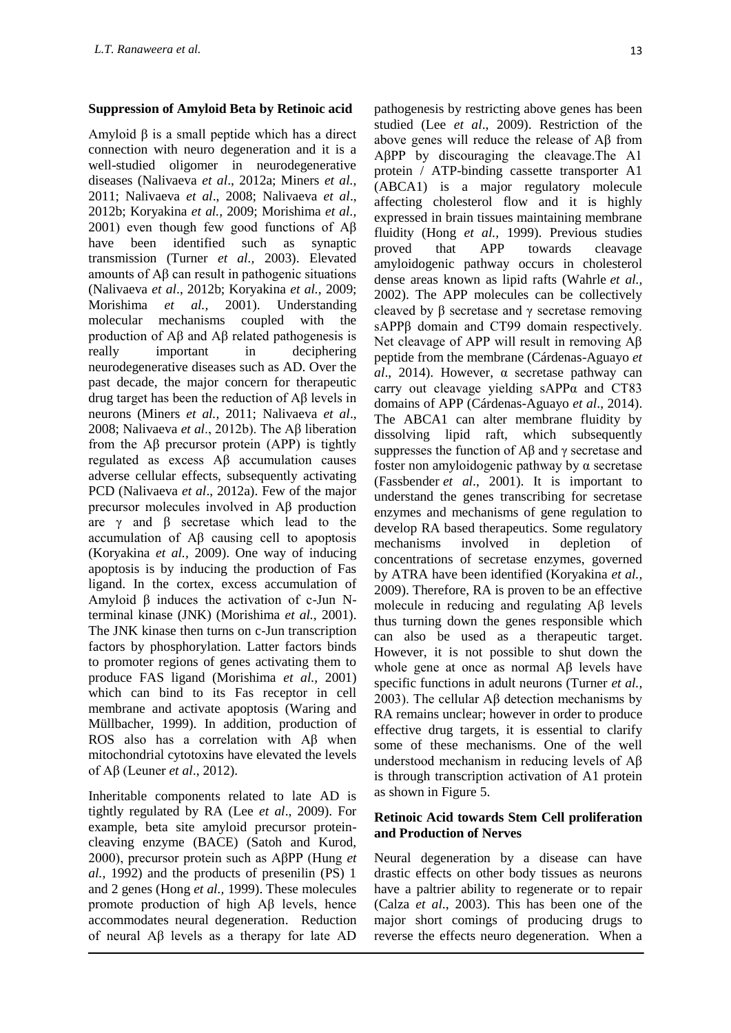### Suppression of Amyloid Beta by Retinoic acid

Amyloid β is a small peptide which has a direct connection with neuro degeneration and it is a well-studied oligomer in neurodegenerative diseases (Nalivaeva *et al*., 2012a; Miners *et al.,* 2011; Nalivaeva *et al*., 2008; Nalivaeva *et al*., 2012b; Koryakina *et al.,* 2009; Morishima *et al.,* 2001) even though few good functions of Aβ have been identified such as synaptic transmission (Turner *et al.,* 2003). Elevated amounts of Aβ can result in pathogenic situations (Nalivaeva *et al*., 2012b; Koryakina *et al.,* 2009; Morishima *et al.,* 2001). Understanding molecular mechanisms coupled with the production of Aβ and Aβ related pathogenesis is really important in deciphering neurodegenerative diseases such as AD. Over the past decade, the major concern for therapeutic drug target has been the reduction of Aβ levels in neurons (Miners *et al.,* 2011; Nalivaeva *et al*., 2008; Nalivaeva *et al*., 2012b). The Aβ liberation from the Aβ precursor protein (APP) is tightly regulated as excess Aβ accumulation causes adverse cellular effects, subsequently activating PCD (Nalivaeva *et al*., 2012a). Few of the major precursor molecules involved in Aβ production are γ and β secretase which lead to the accumulation of Aβ causing cell to apoptosis (Koryakina *et al.,* 2009). One way of inducing apoptosis is by inducing the production of Fas ligand. In the cortex, excess accumulation of Amyloid β induces the activation of c-Jun N-terminal kinase (JNK) (Morishima *et al.,* 2001). The JNK kinase then turns on c-Jun transcription factors by phosphorylation. Latter factors binds to promoter regions of genes activating them to produce FAS ligand (Morishima *et al.,* 2001) which can bind to its Fas receptor in cell membrane and activate apoptosis (Waring and Müllbacher, 1999). In addition, production of ROS also has a correlation with Aβ when mitochondrial cytotoxins have elevated the levels of Aβ (Leuner *et al*., 2012).

Inheritable components related to late AD is tightly regulated by RA (Lee *et al*., 2009). For example, beta site amyloid precursor protein-cleaving enzyme (BACE) (Satoh and Kurod, 2000), precursor protein such as AβPP (Hung *et al.,* 1992) and the products of presenilin (PS) 1 and 2 genes (Hong *et al.,* 1999). These molecules promote production of high Aβ levels, hence accommodates neural degeneration. Reduction of neural Aβ levels as a therapy for late AD pathogenesis by restricting above genes has been studied (Lee *et al*., 2009). Restriction of the above genes will reduce the release of Aβ from AβPP by discouraging the cleavage.The A1 protein / ATP-binding cassette transporter A1 (ABCA1) is a major regulatory molecule affecting cholesterol flow and it is highly expressed in brain tissues maintaining membrane fluidity (Hong *et al.,* 1999). Previous studies proved that APP towards cleavage amyloidogenic pathway occurs in cholesterol dense areas known as lipid rafts (Wahrle *et al.,* 2002). The APP molecules can be collectively cleaved by β secretase and γ secretase removing sAPPβ domain and CT99 domain respectively. Net cleavage of APP will result in removing Aβ peptide from the membrane (Cárdenas-Aguayo *et al*., 2014). However, α secretase pathway can carry out cleavage yielding sAPPα and CT83 domains of APP (Cárdenas-Aguayo *et al*., 2014). The ABCA1 can alter membrane fluidity by dissolving lipid raft, which subsequently suppresses the function of Aβ and γ secretase and foster non amyloidogenic pathway by α secretase (Fassbender *et al*., 2001). It is important to understand the genes transcribing for secretase enzymes and mechanisms of gene regulation to develop RA based therapeutics. Some regulatory mechanisms involved in depletion of concentrations of secretase enzymes, governed by ATRA have been identified (Koryakina *et al.,* 2009). Therefore, RA is proven to be an effective molecule in reducing and regulating Aβ levels thus turning down the genes responsible which can also be used as a therapeutic target. However, it is not possible to shut down the whole gene at once as normal Aβ levels have specific functions in adult neurons (Turner *et al.,* 2003). The cellular Aβ detection mechanisms by RA remains unclear; however in order to produce effective drug targets, it is essential to clarify some of these mechanisms. One of the well understood mechanism in reducing levels of Aβ is through transcription activation of A1 protein as shown in Figure 5.

### Retinoic Acid towards Stem Cell proliferation and Production of Nerves

Neural degeneration by a disease can have drastic effects on other body tissues as neurons have a paltrier ability to regenerate or to repair (Calza *et al*., 2003). This has been one of the major short comings of producing drugs to reverse the effects neuro degeneration. When a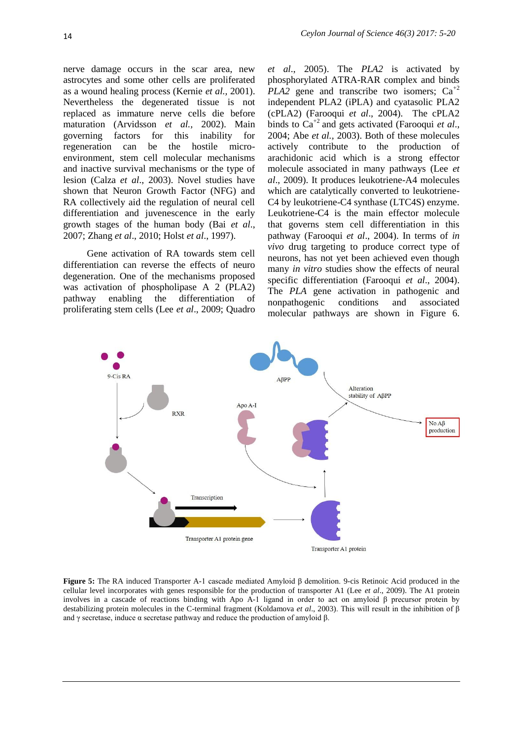nerve damage occurs in the scar area, new astrocytes and some other cells are proliferated as a wound healing process (Kernie *et al.*, 2001). Nevertheless the degenerated tissue is not replaced as immature nerve cells die before maturation (Arvidsson *et al.*, 2002). Main governing factors for this inability for regeneration can be the hostile micro-environment, stem cell molecular mechanisms and inactive survival mechanisms or the type of lesion (Calza *et al*., 2003). Novel studies have shown that Neuron Growth Factor (NFG) and RA collectively aid the regulation of neural cell differentiation and juvenescence in the early growth stages of the human body (Bai *et al*., 2007; Zhang *et al*., 2010; Holst *et al*., 1997).

Gene activation of RA towards stem cell differentiation can reverse the effects of neuro degeneration. One of the mechanisms proposed was activation of phospholipase A 2 (PLA2) pathway enabling the differentiation of proliferating stem cells (Lee *et al*., 2009; Quadro *et al*., 2005). The *PLA2* is activated by phosphorylated ATRA-RAR complex and binds *PLA2* gene and transcribe two isomers; $Ca^{+2}$ independent PLA2 (iPLA) and cyatasolic PLA2 (cPLA2) (Farooqui *et al*., 2004). The cPLA2 binds to $Ca^{+2}$ and gets activated (Farooqui *et al*., 2004; Abe *et al.*, 2003). Both of these molecules actively contribute to the production of arachidonic acid which is a strong effector molecule associated in many pathways (Lee *et al*., 2009). It produces leukotriene-A4 molecules which are catalytically converted to leukotriene-C4 by leukotriene-C4 synthase (LTC4S) enzyme. Leukotriene-C4 is the main effector molecule that governs stem cell differentiation in this pathway (Farooqui *et al*., 2004). In terms of *in vivo* drug targeting to produce correct type of neurons, has not yet been achieved even though many *in vitro* studies show the effects of neural specific differentiation (Farooqui *et al*., 2004). The *PLA* gene activation in pathogenic and nonpathogenic conditions and associated molecular pathways are shown in Figure 6.

**Figure 5:** The RA induced Transporter A-1 cascade mediated Amyloid β demolition. 9-cis Retinoic Acid produced in the cellular level incorporates with genes responsible for the production of transporter A1 (Lee *et al*., 2009). The A1 protein involves in a cascade of reactions binding with Apo A-1 ligand in order to act on amyloid β precursor protein by destabilizing protein molecules in the C-terminal fragment (Koldamova *et al*., 2003). This will result in the inhibition of β and γ secretase, induce α secretase pathway and reduce the production of amyloid β.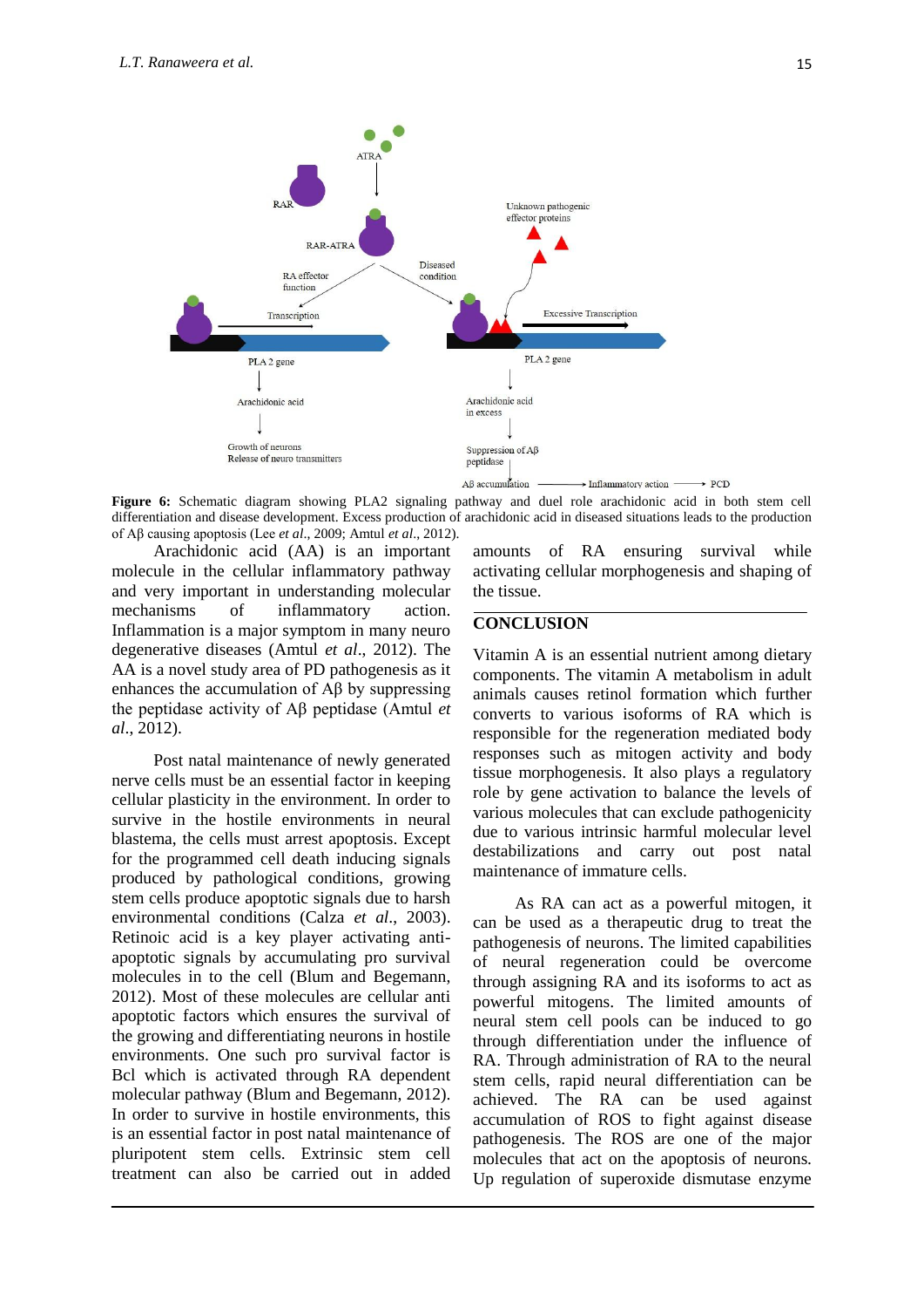**Figure 6:** Schematic diagram showing PLA2 signaling pathway and duel role arachidonic acid in both stem cell differentiation and disease development. Excess production of arachidonic acid in diseased situations leads to the production of Aβ causing apoptosis (Lee *et al*., 2009; Amtul *et al*., 2012).

Arachidonic acid (AA) is an important molecule in the cellular inflammatory pathway and very important in understanding molecular mechanisms of inflammatory action. Inflammation is a major symptom in many neuro degenerative diseases (Amtul *et al*., 2012). The AA is a novel study area of PD pathogenesis as it enhances the accumulation of Aβ by suppressing the peptidase activity of Aβ peptidase (Amtul *et al*., 2012).

Post natal maintenance of newly generated nerve cells must be an essential factor in keeping cellular plasticity in the environment. In order to survive in the hostile environments in neural blastema, the cells must arrest apoptosis. Except for the programmed cell death inducing signals produced by pathological conditions, growing stem cells produce apoptotic signals due to harsh environmental conditions (Calza *et al*., 2003). Retinoic acid is a key player activating anti-apoptotic signals by accumulating pro survival molecules in to the cell (Blum and Begemann, 2012). Most of these molecules are cellular anti apoptotic factors which ensures the survival of the growing and differentiating neurons in hostile environments. One such pro survival factor is Bcl which is activated through RA dependent molecular pathway (Blum and Begemann, 2012). In order to survive in hostile environments, this is an essential factor in post natal maintenance of pluripotent stem cells. Extrinsic stem cell treatment can also be carried out in added amounts of RA ensuring survival while activating cellular morphogenesis and shaping of the tissue.

## CONCLUSION

Vitamin A is an essential nutrient among dietary components. The vitamin A metabolism in adult animals causes retinol formation which further converts to various isoforms of RA which is responsible for the regeneration mediated body responses such as mitogen activity and body tissue morphogenesis. It also plays a regulatory role by gene activation to balance the levels of various molecules that can exclude pathogenicity due to various intrinsic harmful molecular level destabilizations and carry out post natal maintenance of immature cells.

As RA can act as a powerful mitogen, it can be used as a therapeutic drug to treat the pathogenesis of neurons. The limited capabilities of neural regeneration could be overcome through assigning RA and its isoforms to act as powerful mitogens. The limited amounts of neural stem cell pools can be induced to go through differentiation under the influence of RA. Through administration of RA to the neural stem cells, rapid neural differentiation can be achieved. The RA can be used against accumulation of ROS to fight against disease pathogenesis. The ROS are one of the major molecules that act on the apoptosis of neurons. Up regulation of superoxide dismutase enzyme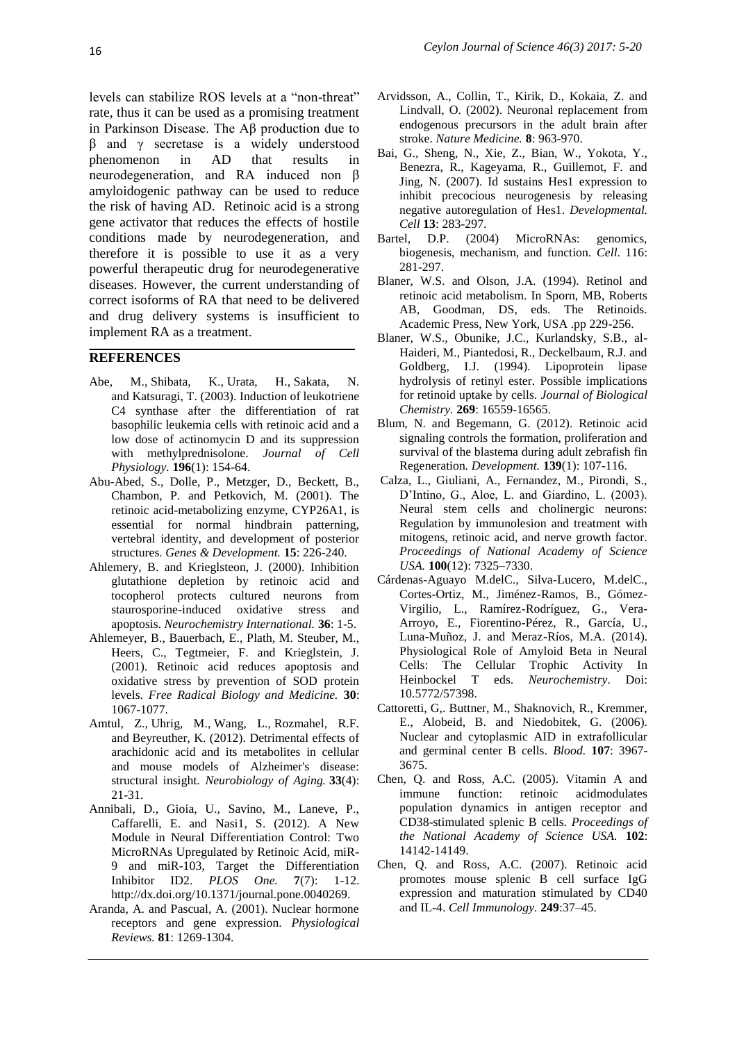levels can stabilize ROS levels at a "non-threat" rate, thus it can be used as a promising treatment in Parkinson Disease. The Aβ production due to β and γ secretase is a widely understood phenomenon in AD that results in neurodegeneration, and RA induced non β amyloidogenic pathway can be used to reduce the risk of having AD. Retinoic acid is a strong gene activator that reduces the effects of hostile conditions made by neurodegeneration, and therefore it is possible to use it as a very powerful therapeutic drug for neurodegenerative diseases. However, the current understanding of correct isoforms of RA that need to be delivered and drug delivery systems is insufficient to implement RA as a treatment.

## REFERENCES

Abe, M., Shibata, K., Urata, H., Sakata, N. and Katsuragi, T. (2003). Induction of leukotriene C4 synthase after the differentiation of rat basophilic leukemia cells with retinoic acid and a low dose of actinomycin D and its suppression with methylprednisolone. *Journal of Cell Physiology.* **196**(1): 154-64.

Abu-Abed, S., Dolle, P., Metzger, D., Beckett, B., Chambon, P. and Petkovich, M. (2001). The retinoic acid-metabolizing enzyme, CYP26A1, is essential for normal hindbrain patterning, vertebral identity, and development of posterior structures. *Genes & Development.* **15**: 226-240.

Ahlemery, B. and Kriegl­steon, J. (2000). Inhibition glutathione depletion by retinoic acid and tocopherol protects cultured neurons from staurosporine-induced oxidative stress and apoptosis. *Neurochemistry International.* **36**: 1-5.

Ahlemeyer, B., Bauerbach, E., Plath, M. Steuber, M., Heers, C., Tegtmeier, F. and Krieglstein, J. (2001). Retinoic acid reduces apoptosis and oxidative stress by prevention of SOD protein levels. *Free Radical Biology and Medicine.* **30**: 1067-1077.

Amtul, Z., Uhrig, M., Wang, L., Rozmahel, R.F. and Beyreuther, K. (2012). Detrimental effects of arachidonic acid and its metabolites in cellular and mouse models of Alzheimer's disease: structural insight. *Neurobiology of Aging.* **33**(4): 21-31.

Annibali, D., Gioia, U., Savino, M., Laneve, P., Caffarelli, E. and Nasi1, S. (2012). A New Module in Neural Differentiation Control: Two MicroRNAs Upregulated by Retinoic Acid, miR-9 and miR-103, Target the Differentiation Inhibitor ID2. *PLOS One.* **7**(7): 1-12. http://dx.doi.org/10.1371/journal.pone.0040269.

Aranda, A. and Pascual, A. (2001). Nuclear hormone receptors and gene expression. *Physiological Reviews.* **81**: 1269-1304.

Arvidsson, A., Collin, T., Kirik, D., Kokaia, Z. and Lindvall, O. (2002). Neuronal replacement from endogenous precursors in the adult brain after stroke. *Nature Medicine.* **8**: 963-970.

Bai, G., Sheng, N., Xie, Z., Bian, W., Yokota, Y., Benezra, R., Kageyama, R., Guillemot, F. and Jing, N. (2007). Id sustains Hes1 expression to inhibit precocious neurogenesis by releasing negative autoregulation of Hes1. *Developmental. Cell* **13**: 283-297.

Bartel, D.P. (2004) MicroRNAs: genomics, biogenesis, mechanism, and function. *Cell*. 116: 281-297.

Blaner, W.S. and Olson, J.A. (1994). Retinol and retinoic acid metabolism. In Sporn, MB, Roberts AB, Goodman, DS, eds. The Retinoids. Academic Press, New York, USA .pp 229-256.

Blaner, W.S., Obunike, J.C., Kurlandsky, S.B., al-Haideri, M., Piantedosi, R., Deckelbaum, R.J. and Goldberg, I.J. (1994). Lipoprotein lipase hydrolysis of retinyl ester. Possible implications for retinoid uptake by cells. *Journal of Biological Chemistry.* **269**: 16559-16565.

Blum, N. and Begemann, G. (2012). Retinoic acid signaling controls the formation, proliferation and survival of the blastema during adult zebrafish fin Regeneration. *Development.* **139**(1): 107-116.

Calza, L., Giuliani, A., Fernandez, M., Pirondi, S., D'Intino, G., Aloe, L. and Giardino, L. (2003). Neural stem cells and cholinergic neurons: Regulation by immunolesion and treatment with mitogens, retinoic acid, and nerve growth factor. *Proceedings of National Academy of Science USA.* **100**(12): 7325–7330.

Cárdenas-Aguayo M.delC., Silva-Lucero, M.delC., Cortes-Ortiz, M., Jiménez-Ramos, B., Gómez-Virgilio, L., Ramírez-Rodríguez, G., Vera-Arroyo, E., Fiorentino-Pérez, R., García, U., Luna-Muñoz, J. and Meraz-Ríos, M.A. (2014). Physiological Role of Amyloid Beta in Neural Cells: The Cellular Trophic Activity In Heinbockel T eds. *Neurochemistry*. Doi: 10.5772/57398.

Cattoretti, G,. Buttner, M., Shaknovich, R., Kremmer, E., Alobeid, B. and Niedobitek, G. (2006). Nuclear and cytoplasmic AID in extrafollicular and germinal center B cells. *Blood.* **107**: 3967-3675.

Chen, Q. and Ross, A.C. (2005). Vitamin A and immune function: retinoic acidmodulates population dynamics in antigen receptor and CD38-stimulated splenic B cells. *Proceedings of the National Academy of Science USA.* **102**: 14142-14149.

Chen, Q. and Ross, A.C. (2007). Retinoic acid promotes mouse splenic B cell surface IgG expression and maturation stimulated by CD40 and IL-4. *Cell Immunology.* **249**:37–45.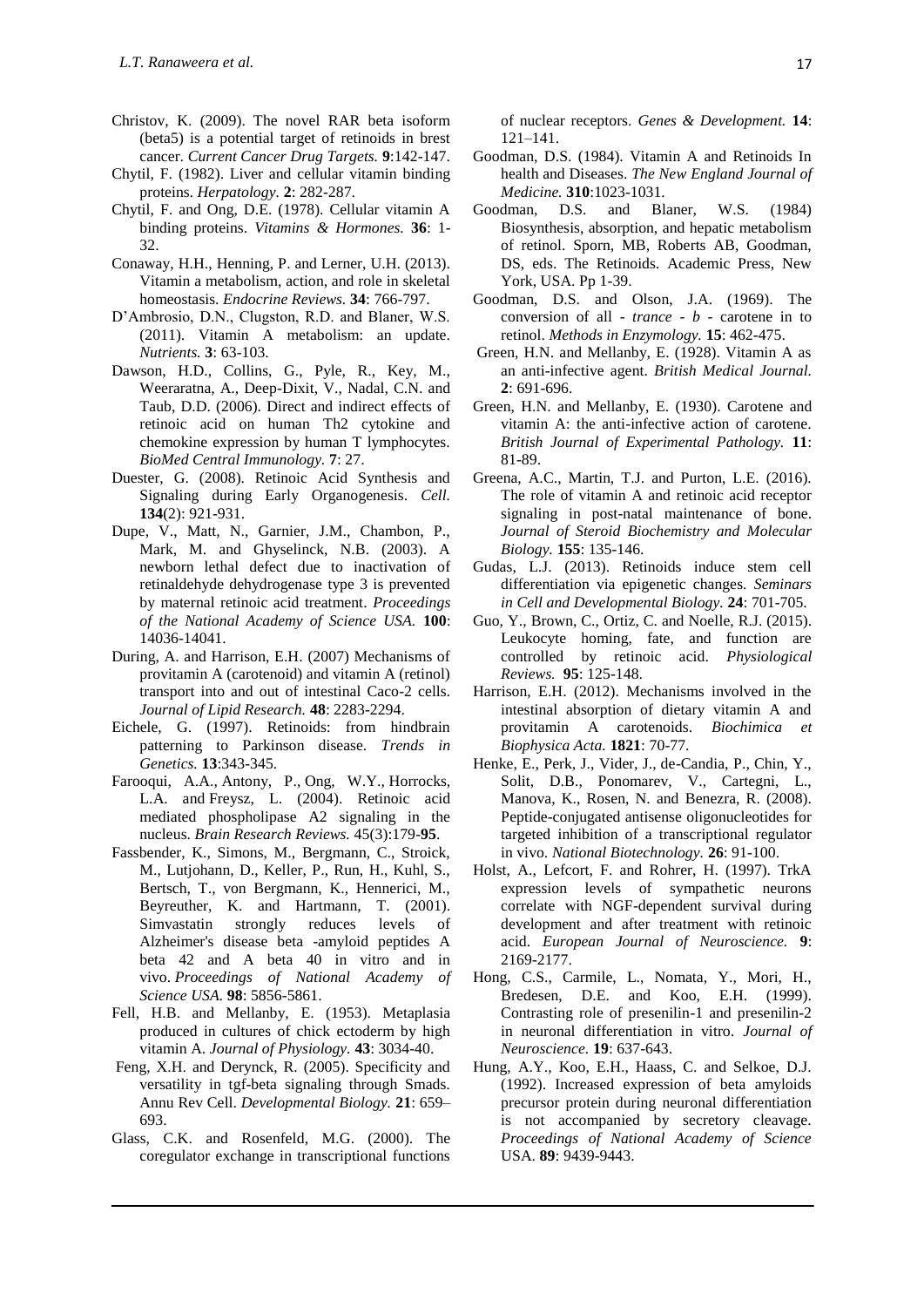Christov, K. (2009). The novel RAR beta isoform (beta5) is a potential target of retinoids in brest cancer. *Current Cancer Drug Targets.* **9**:142-147.

Chytil, F. (1982). Liver and cellular vitamin binding proteins. *Herpatology.* **2**: 282-287.

Chytil, F. and Ong, D.E. (1978). Cellular vitamin A binding proteins. *Vitamins & Hormones.* **36**: 1-32.

Conaway, H.H., Henning, P. and Lerner, U.H. (2013). Vitamin a metabolism, action, and role in skeletal homeostasis. *Endocrine Reviews.* **34**: 766-797.

D'Ambrosio, D.N., Clugston, R.D. and Blaner, W.S. (2011). Vitamin A metabolism: an update. *Nutrients.* **3**: 63-103.

Dawson, H.D., Collins, G., Pyle, R., Key, M., Weeraratna, A., Deep-Dixit, V., Nadal, C.N. and Taub, D.D. (2006). Direct and indirect effects of retinoic acid on human Th2 cytokine and chemokine expression by human T lymphocytes. *BioMed Central Immunology.* **7**: 27.

Duester, G. (2008). Retinoic Acid Synthesis and Signaling during Early Organogenesis. *Cell.* **134**(2): 921-931.

Dupe, V., Matt, N., Garnier, J.M., Chambon, P., Mark, M. and Ghyselinck, N.B. (2003). A newborn lethal defect due to inactivation of retinaldehyde dehydrogenase type 3 is prevented by maternal retinoic acid treatment. *Proceedings of the National Academy of Science USA.* **100**: 14036-14041.

During, A. and Harrison, E.H. (2007) Mechanisms of provitamin A (carotenoid) and vitamin A (retinol) transport into and out of intestinal Caco-2 cells. *Journal of Lipid Research.* **48**: 2283-2294.

Eichele, G. (1997). Retinoids: from hindbrain patterning to Parkinson disease. *Trends in Genetics.* **13**:343-345.

Farooqui, A.A., Antony, P., Ong, W.Y., Horrocks, L.A. and Freysz, L. (2004). Retinoic acid mediated phospholipase A2 signaling in the nucleus. *Brain Research Reviews.* 45(3):179-**95**.

Fassbender, K., Simons, M., Bergmann, C., Stroick, M., Lutjohann, D., Keller, P., Run, H., Kuhl, S., Bertsch, T., von Bergmann, K., Hennerici, M., Beyreuther, K. and Hartmann, T. (2001). Simvastatin strongly reduces levels of Alzheimer's disease beta -amyloid peptides A beta 42 and A beta 40 in vitro and in vivo. *Proceedings of National Academy of Science USA.* **98**: 5856-5861.

Fell, H.B. and Mellanby, E. (1953). Metaplasia produced in cultures of chick ectoderm by high vitamin A. *Journal of Physiology.* **43**: 3034-40.

Feng, X.H. and Derynck, R. (2005). Specificity and versatility in tgf-beta signaling through Smads. Annu Rev Cell. *Developmental Biology.* **21**: 659–693.

Glass, C.K. and Rosenfeld, M.G. (2000). The coregulator exchange in transcriptional functions of nuclear receptors. *Genes & Development.* **14**: 121–141.

Goodman, D.S. (1984). Vitamin A and Retinoids In health and Diseases. *The New England Journal of Medicine.* **310**:1023-1031.

Goodman, D.S. and Blaner, W.S. (1984) Biosynthesis, absorption, and hepatic metabolism of retinol. Sporn, MB, Roberts AB, Goodman, DS, eds. The Retinoids. Academic Press, New York, USA. Pp 1-39.

Goodman, D.S. and Olson, J.A. (1969). The conversion of all - *trance* - *b* - carotene in to retinol. *Methods in Enzymology.* **15**: 462-475.

Green, H.N. and Mellanby, E. (1928). Vitamin A as an anti-infective agent. *British Medical Journal.* **2**: 691-696.

Green, H.N. and Mellanby, E. (1930). Carotene and vitamin A: the anti-infective action of carotene. *British Journal of Experimental Pathology.* **11**: 81-89.

Greena, A.C., Martin, T.J. and Purton, L.E. (2016). The role of vitamin A and retinoic acid receptor signaling in post-natal maintenance of bone. *Journal of Steroid Biochemistry and Molecular Biology.* **155**: 135-146.

Gudas, L.J. (2013). Retinoids induce stem cell differentiation via epigenetic changes. *Seminars in Cell and Developmental Biology.* **24**: 701-705.

Guo, Y., Brown, C., Ortiz, C. and Noelle, R.J. (2015). Leukocyte homing, fate, and function are controlled by retinoic acid. *Physiological Reviews.* **95**: 125-148.

Harrison, E.H. (2012). Mechanisms involved in the intestinal absorption of dietary vitamin A and provitamin A carotenoids. *Biochimica et Biophysica Acta.* **1821**: 70-77.

Henke, E., Perk, J., Vider, J., de-Candia, P., Chin, Y., Solit, D.B., Ponomarev, V., Cartegni, L., Manova, K., Rosen, N. and Benezra, R. (2008). Peptide-conjugated antisense oligonucleotides for targeted inhibition of a transcriptional regulator in vivo. *National Biotechnology.* **26**: 91-100.

Holst, A., Lefcort, F. and Rohrer, H. (1997). TrkA expression levels of sympathetic neurons correlate with NGF-dependent survival during development and after treatment with retinoic acid. *European Journal of Neuroscience.* **9**: 2169-2177.

Hong, C.S., Carmile, L., Nomata, Y., Mori, H., Bredesen, D.E. and Koo, E.H. (1999). Contrasting role of presenilin-1 and presenilin-2 in neuronal differentiation in vitro. *Journal of Neuroscience.* **19**: 637-643.

Hung, A.Y., Koo, E.H., Haass, C. and Selkoe, D.J. (1992). Increased expression of beta amyloids precursor protein during neuronal differentiation is not accompanied by secretory cleavage. *Proceedings of National Academy of Science* USA. **89**: 9439-9443.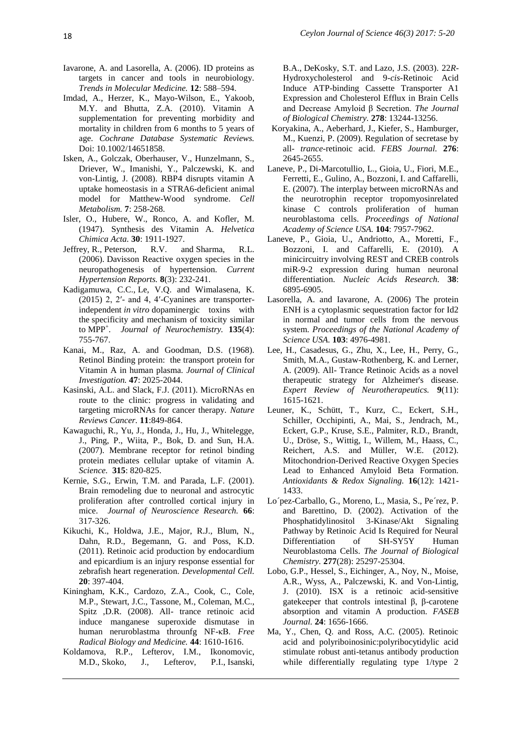Iavarone, A. and Lasorella, A. (2006). ID proteins as targets in cancer and tools in neurobiology. *Trends in Molecular Medicine.* **12**: 588–594.

Imdad, A., Herzer, K., Mayo-Wilson, E., Yakoob, M.Y. and Bhutta, Z.A. (2010). Vitamin A supplementation for preventing morbidity and mortality in children from 6 months to 5 years of age. *Cochrane Database Systematic Reviews.* Doi: 10.1002/14651858.

Isken, A., Golczak, Oberhauser, V., Hunzelmann, S., Driever, W., Imanishi, Y., Palczewski, K. and von-Lintig, J. (2008). RBP4 disrupts vitamin A uptake homeostasis in a STRA6-deficient animal model for Matthew-Wood syndrome. *Cell Metabolism.* **7**: 258-268.

Isler, O., Hubere, W., Ronco, A. and Kofler, M. (1947). Synthesis des Vitamin A. *Helvetica Chimica Acta.* **30**: 1911-1927.

Jeffrey, R., Peterson, R.V. and Sharma, R.L. (2006). Davisson Reactive oxygen species in the neuropathogenesis of hypertension. *Current Hypertension Reports.* **8**(3): 232-241.

Kadigamuwa, C.C., Le, V.Q. and Wimalasena, K. (2015) 2, 2′- and 4, 4′-Cyanines are transporter-independent *in vitro* dopaminergic toxins with the specificity and mechanism of toxicity similar to MPP$^+$. *Journal of Neurochemistry.* **135**(4): 755-767.

Kanai, M., Raz, A. and Goodman, D.S. (1968). Retinol Binding protein: the transport protein for Vitamin A in human plasma. *Journal of Clinical Investigation.* **47**: 2025-2044.

Kasinski, A.L. and Slack, F.J. (2011). MicroRNAs en route to the clinic: progress in validating and targeting microRNAs for cancer therapy. *Nature Reviews Cancer.* **11**:849-864.

Kawaguchi, R., Yu, J., Honda, J., Hu, J., Whitelegge, J., Ping, P., Wiita, P., Bok, D. and Sun, H.A. (2007). Membrane receptor for retinol binding protein mediates cellular uptake of vitamin A. *Science.* **315**: 820-825.

Kernie, S.G., Erwin, T.M. and Parada, L.F. (2001). Brain remodeling due to neuronal and astrocytic proliferation after controlled cortical injury in mice. *Journal of Neuroscience Research.* **66**: 317-326.

Kikuchi, K., Holdwa, J.E., Major, R.J., Blum, N., Dahn, R.D., Begemann, G. and Poss, K.D. (2011). Retinoic acid production by endocardium and epicardium is an injury response essential for zebrafish heart regeneration. *Developmental Cell.* **20**: 397-404.

Kiningham, K.K., Cardozo, Z.A., Cook, C., Cole, M.P., Stewart, J.C., Tassone, M., Coleman, M.C., Spitz ,D.R. (2008). All- trance retinoic acid induce manganese superoxide dismutase in human neruroblastma throunfg NF-κB. *Free Radical Biology and Medicine.* **44**: 1610-1616.

Koldamova, R.P., Lefterov, I.M., Ikonomovic, M.D., Skoko, J., Lefterov, P.I., Isanski, B.A., DeKosky, S.T. and Lazo, J.S. (2003). 22*R*-Hydroxycholesterol and 9-*cis*-Retinoic Acid Induce ATP-binding Cassette Transporter A1 Expression and Cholesterol Efflux in Brain Cells and Decrease Amyloid β Secretion. *The Journal of Biological Chemistry.* **278**: 13244-13256.

Koryakina, A., Aeberhard, J., Kiefer, S., Hamburger, M., Kuenzi, P. (2009). Regulation of secretase by all- *trance*-retinoic acid. *FEBS Journal.* **276**: 2645-2655.

Laneve, P., Di-Marcotullio, L., Gioia, U., Fiori, M.E., Ferretti, E., Gulino, A., Bozzoni, I. and Caffarelli, E. (2007). The interplay between microRNAs and the neurotrophin receptor tropomyosinrelated kinase C controls proliferation of human neuroblastoma cells. *Proceedings of National Academy of Science USA.* **104**: 7957-7962.

Laneve, P., Gioia, U., Andriotto, A., Moretti, F., Bozzoni, I. and Caffarelli, E. (2010). A minicircuitry involving REST and CREB controls miR-9-2 expression during human neuronal differentiation. *Nucleic Acids Research.* **38**: 6895-6905.

Lasorella, A. and Iavarone, A. (2006) The protein ENH is a cytoplasmic sequestration factor for Id2 in normal and tumor cells from the nervous system. *Proceedings of the National Academy of Science USA.* **103**: 4976-4981.

Lee, H., Casadesus, G., Zhu, X., Lee, H., Perry, G., Smith, M.A., Gustaw-Rothenberg, K. and Lerner, A. (2009). All- Trance Retinoic Acids as a novel therapeutic strategy for Alzheimer's disease. *Expert Review of Neurotherapeutics.* **9**(11): 1615-1621.

Leuner, K., Schütt, T., Kurz, C., Eckert, S.H., Schiller, Occhipinti, A., Mai, S., Jendrach, M., Eckert, G.P., Kruse, S.E., Palmiter, R.D., Brandt, U., Dröse, S., Wittig, I., Willem, M., Haass, C., Reichert, A.S. and Müller, W.E. (2012). Mitochondrion-Derived Reactive Oxygen Species Lead to Enhanced Amyloid Beta Formation. *Antioxidants & Redox Signaling.* **16**(12): 1421-1433.

Lo´pez-Carballo, G., Moreno, L., Masia, S., Pe´rez, P. and Barettino, D. (2002). Activation of the Phosphatidylinositol 3-Kinase/Akt Signaling Pathway by Retinoic Acid Is Required for Neural Differentiation of SH-SY5Y Human Neuroblastoma Cells. *The Journal of Biological Chemistry.* **277**(28): 25297-25304.

Lobo, G.P., Hessel, S., Eichinger, A., Noy, N., Moise, A.R., Wyss, A., Palczewski, K. and Von-Lintig, J. (2010). ISX is a retinoic acid-sensitive gatekeeper that controls intestinal β, β-carotene absorption and vitamin A production. *FASEB Journal.* **24**: 1656-1666.

Ma, Y., Chen, Q. and Ross, A.C. (2005). Retinoic acid and polyriboinosinic:polyribocytidylic acid stimulate robust anti-tetanus antibody production while differentially regulating type 1/type 2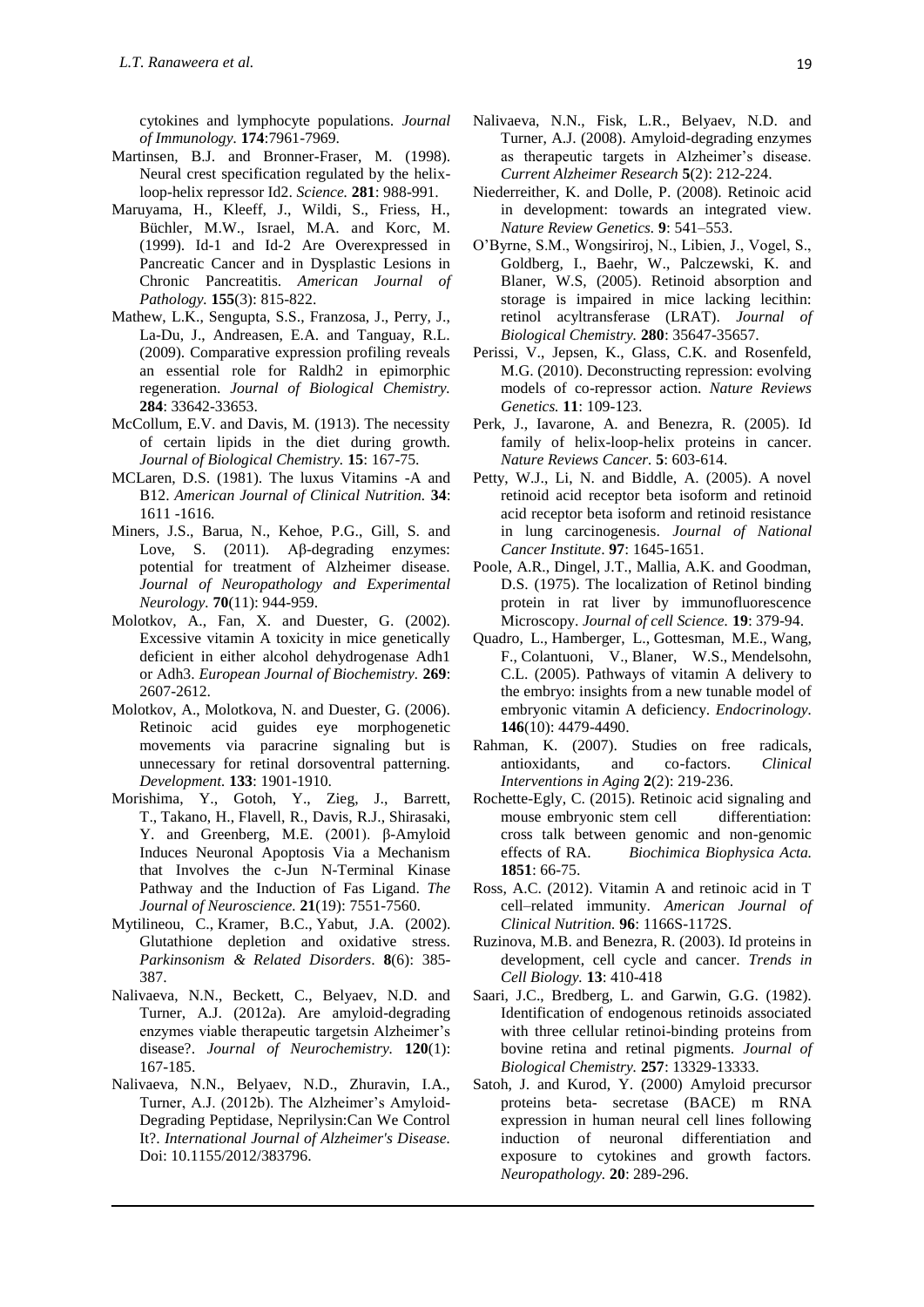cytokines and lymphocyte populations. *Journal of Immunology*. **174**:7961-7969.

Martinsen, B.J. and Bronner-Fraser, M. (1998). Neural crest specification regulated by the helix-loop-helix repressor Id2. *Science.* **281**: 988-991.

Maruyama, H., Kleeff, J., Wildi, S., Friess, H., Büchler, M.W., Israel, M.A. and Korc, M. (1999). Id-1 and Id-2 Are Overexpressed in Pancreatic Cancer and in Dysplastic Lesions in Chronic Pancreatitis. *American Journal of Pathology.* **155**(3): 815-822.

Mathew, L.K., Sengupta, S.S., Franzosa, J., Perry, J., La-Du, J., Andreasen, E.A. and Tanguay, R.L. (2009). Comparative expression profiling reveals an essential role for Raldh2 in epimorphic regeneration. *Journal of Biological Chemistry.* **284**: 33642-33653.

McCollum, E.V. and Davis, M. (1913). The necessity of certain lipids in the diet during growth. *Journal of Biological Chemistry.* **15**: 167-75.

MCLaren, D.S. (1981). The luxus Vitamins -A and B12. *American Journal of Clinical Nutrition.* **34**: 1611 -1616.

Miners, J.S., Barua, N., Kehoe, P.G., Gill, S. and Love, S. (2011). Aβ-degrading enzymes: potential for treatment of Alzheimer disease. *Journal of Neuropathology and Experimental Neurology.* **70**(11): 944-959.

Molotkov, A., Fan, X. and Duester, G. (2002). Excessive vitamin A toxicity in mice genetically deficient in either alcohol dehydrogenase Adh1 or Adh3. *European Journal of Biochemistry.* **269**: 2607-2612.

Molotkov, A., Molotkova, N. and Duester, G. (2006). Retinoic acid guides eye morphogenetic movements via paracrine signaling but is unnecessary for retinal dorsoventral patterning. *Development.* **133**: 1901-1910.

Morishima, Y., Gotoh, Y., Zieg, J., Barrett, T., Takano, H., Flavell, R., Davis, R.J., Shirasaki, Y. and Greenberg, M.E. (2001). β-Amyloid Induces Neuronal Apoptosis Via a Mechanism that Involves the c-Jun N-Terminal Kinase Pathway and the Induction of Fas Ligand. *The Journal of Neuroscience.* **21**(19): 7551-7560.

Mytilineou, C., Kramer, B.C., Yabut, J.A. (2002). Glutathione depletion and oxidative stress. *Parkinsonism & Related Disorders*. **8**(6): 385-387.

Nalivaeva, N.N., Beckett, C., Belyaev, N.D. and Turner, A.J. (2012a). Are amyloid-degrading enzymes viable therapeutic targetsin Alzheimer's disease?. *Journal of Neurochemistry.* **120**(1): 167-185.

Nalivaeva, N.N., Belyaev, N.D., Zhuravin, I.A., Turner, A.J. (2012b). The Alzheimer's Amyloid-Degrading Peptidase, Neprilysin:Can We Control It?. *International Journal of Alzheimer's Disease.* Doi: 10.1155/2012/383796.

Nalivaeva, N.N., Fisk, L.R., Belyaev, N.D. and Turner, A.J. (2008). Amyloid-degrading enzymes as therapeutic targets in Alzheimer's disease. *Current Alzheimer Research* **5**(2): 212-224.

Niederreither, K. and Dolle, P. (2008). Retinoic acid in development: towards an integrated view. *Nature Review Genetics.* **9**: 541–553.

O'Byrne, S.M., Wongsiriroj, N., Libien, J., Vogel, S., Goldberg, I., Baehr, W., Palczewski, K. and Blaner, W.S, (2005). Retinoid absorption and storage is impaired in mice lacking lecithin: retinol acyltransferase (LRAT). *Journal of Biological Chemistry.* **280**: 35647-35657.

Perissi, V., Jepsen, K., Glass, C.K. and Rosenfeld, M.G. (2010). Deconstructing repression: evolving models of co-repressor action. *Nature Reviews Genetics.* **11**: 109-123.

Perk, J., Iavarone, A. and Benezra, R. (2005). Id family of helix-loop-helix proteins in cancer. *Nature Reviews Cancer*. **5**: 603-614.

Petty, W.J., Li, N. and Biddle, A. (2005). A novel retinoid acid receptor beta isoform and retinoid acid receptor beta isoform and retinoid resistance in lung carcinogenesis. *Journal of National Cancer Institute*. **97**: 1645-1651.

Poole, A.R., Dingel, J.T., Mallia, A.K. and Goodman, D.S. (1975). The localization of Retinol binding protein in rat liver by immunofluorescence Microscopy. *Journal of cell Science.* **19**: 379-94.

Quadro, L., Hamberger, L., Gottesman, M.E., Wang, F., Colantuoni, V., Blaner, W.S., Mendelsohn, C.L. (2005). Pathways of vitamin A delivery to the embryo: insights from a new tunable model of embryonic vitamin A deficiency. *Endocrinology.* **146**(10): 4479-4490.

Rahman, K. (2007). Studies on free radicals, antioxidants, and co-factors. *Clinical Interventions in Aging* **2**(2): 219-236.

Rochette-Egly, C. (2015). Retinoic acid signaling and mouse embryonic stem cell differentiation: cross talk between genomic and non-genomic effects of RA. *Biochimica Biophysica Acta.* **1851**: 66-75.

Ross, A.C. (2012). Vitamin A and retinoic acid in T cell–related immunity. *American Journal of Clinical Nutrition.* **96**: 1166S-1172S.

Ruzinova, M.B. and Benezra, R. (2003). Id proteins in development, cell cycle and cancer. *Trends in Cell Biology.* **13**: 410-418

Saari, J.C., Bredberg, L. and Garwin, G.G. (1982). Identification of endogenous retinoids associated with three cellular retinoi-binding proteins from bovine retina and retinal pigments. *Journal of Biological Chemistry.* **257**: 13329-13333.

Satoh, J. and Kurod, Y. (2000) Amyloid precursor proteins beta- secretase (BACE) m RNA expression in human neural cell lines following induction of neuronal differentiation and exposure to cytokines and growth factors. *Neuropathology.* **20**: 289-296.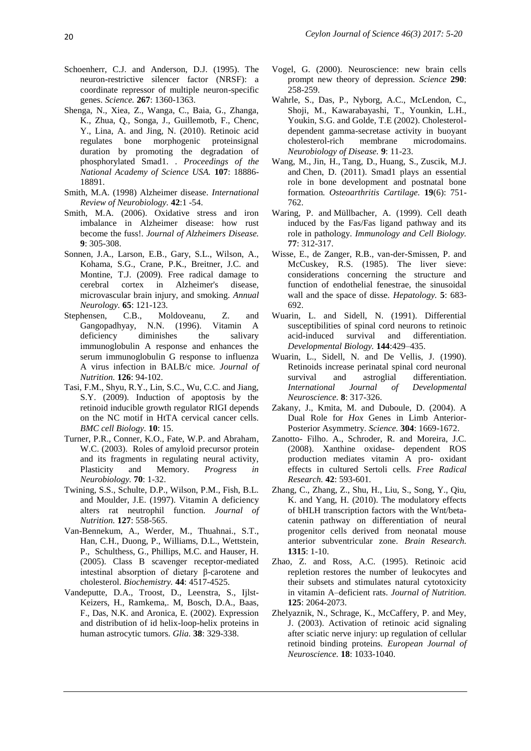Schoenherr, C.J. and Anderson, D.J. (1995). The neuron-restrictive silencer factor (NRSF): a coordinate repressor of multiple neuron-specific genes. *Science.* **267**: 1360-1363.

Shenga, N., Xiea, Z., Wanga, C., Baia, G., Zhanga, K., Zhua, Q., Songa, J., Guillemotb, F., Chenc, Y., Lina, A. and Jing, N. (2010). Retinoic acid regulates bone morphogenic proteinsignal duration by promoting the degradation of phosphorylated Smad1. . *Proceedings of the National Academy of Science USA.* **107**: 18886-18891.

Smith, M.A. (1998) Alzheimer disease. *International Review of Neurobiology.* **42**:1 -54.

Smith, M.A. (2006). Oxidative stress and iron imbalance in Alzheimer disease: how rust become the fuss!. *Journal of Alzheimers Disease.* **9**: 305-308.

Sonnen, J.A., Larson, E.B., Gary, S.L., Wilson, A., Kohama, S.G., Crane, P.K., Breitner, J.C. and Montine, T.J. (2009). Free radical damage to cerebral cortex in Alzheimer's disease, microvascular brain injury, and smoking. *Annual Neurology.* **65**: 121-123.

Stephensen, C.B., Moldoveanu, Z. and Gangopadhyay, N.N. (1996). Vitamin A deficiency diminishes the salivary immunoglobulin A response and enhances the serum immunoglobulin G response to influenza A virus infection in BALB/c mice. *Journal of Nutrition.* **126**: 94-102.

Tasi, F.M., Shyu, R.Y., Lin, S.C., Wu, C.C. and Jiang, S.Y. (2009). Induction of apoptosis by the retinoid inducible growth regulator RIGI depends on the NC motif in HtTA cervical cancer cells. *BMC cell Biology.* **10**: 15.

Turner, P.R., Conner, K.O., Fate, W.P. and Abraham, W.C. (2003). Roles of amyloid precursor protein and its fragments in regulating neural activity, Plasticity and Memory. *Progress in Neurobiology.* **70**: 1-32.

Twining, S.S., Schulte, D.P., Wilson, P.M., Fish, B.L. and Moulder, J.E. (1997). Vitamin A deficiency alters rat neutrophil function. *Journal of Nutrition.* **127**: 558-565.

Van-Bennekum, A., Werder, M., Thuahnai., S.T., Han, C.H., Duong, P., Williams, D.L., Wettstein, P., Schulthess, G., Phillips, M.C. and Hauser, H. (2005). Class B scavenger receptor-mediated intestinal absorption of dietary β-carotene and cholesterol. *Biochemistry.* **44**: 4517-4525.

Vandeputte, D.A., Troost, D., Leenstra, S., Ijlst-Keizers, H., Ramkema,. M, Bosch, D.A., Baas, F., Das, N.K. and Aronica, E. (2002). Expression and distribution of id helix-loop-helix proteins in human astrocytic tumors. *Glia.* **38**: 329-338.

Vogel, G. (2000). Neuroscience: new brain cells prompt new theory of depression. *Science* **290**: 258-259.

Wahrle, S., Das, P., Nyborg, A.C., McLendon, C., Shoji, M., Kawarabayashi, T., Younkin, L.H., Youkin, S.G. and Golde, T.E (2002). Cholesterol-dependent gamma-secretase activity in buoyant cholesterol-rich membrane microdomains. *Neurobiology of Disease.* **9**: 11-23.

Wang, M., Jin, H., Tang, D., Huang, S., Zuscik, M.J. and Chen, D. (2011). Smad1 plays an essential role in bone development and postnatal bone formation. *Osteoarthritis Cartilage.* **19**(6): 751-762.

Waring, P. and Müllbacher, A. (1999). Cell death induced by the Fas/Fas ligand pathway and its role in pathology. *Immunology and Cell Biology.* **77**: 312-317.

Wisse, E., de Zanger, R.B., van-der-Smissen, P. and McCuskey, R.S. (1985). The liver sieve: considerations concerning the structure and function of endothelial fenestrae, the sinusoidal wall and the space of disse. *Hepatology.* **5**: 683-692.

Wuarin, L. and Sidell, N. (1991). Differential susceptibilities of spinal cord neurons to retinoic acid-induced survival and differentiation. *Developmental Biology.* **144**:429–435.

Wuarin, L., Sidell, N. and De Vellis, J. (1990). Retinoids increase perinatal spinal cord neuronal survival and astroglial differentiation. *International Journal of Developmental Neuroscience.* **8**: 317-326.

Zakany, J., Kmita, M. and Duboule, D. (2004). A Dual Role for *Hox* Genes in Limb Anterior-Posterior Asymmetry. *Science.* **304**: 1669-1672.

Zanotto- Filho. A., Schroder, R. and Moreira, J.C. (2008). Xanthine oxidase- dependent ROS production mediates vitamin A pro- oxidant effects in cultured Sertoli cells. *Free Radical Research.* **42**: 593-601.

Zhang, C., Zhang, Z., Shu, H., Liu, S., Song, Y., Qiu, K. and Yang, H. (2010). The modulatory effects of bHLH transcription factors with the Wnt/beta-catenin pathway on differentiation of neural progenitor cells derived from neonatal mouse anterior subventricular zone. *Brain Research.* **1315**: 1-10.

Zhao, Z. and Ross, A.C. (1995). Retinoic acid repletion restores the number of leukocytes and their subsets and stimulates natural cytotoxicity in vitamin A–deficient rats. *Journal of Nutrition.* **125**: 2064-2073.

Zhelyaznik, N., Schrage, K., McCaffery, P. and Mey, J. (2003). Activation of retinoic acid signaling after sciatic nerve injury: up regulation of cellular retinoid binding proteins. *European Journal of Neuroscience.* **18**: 1033-1040.